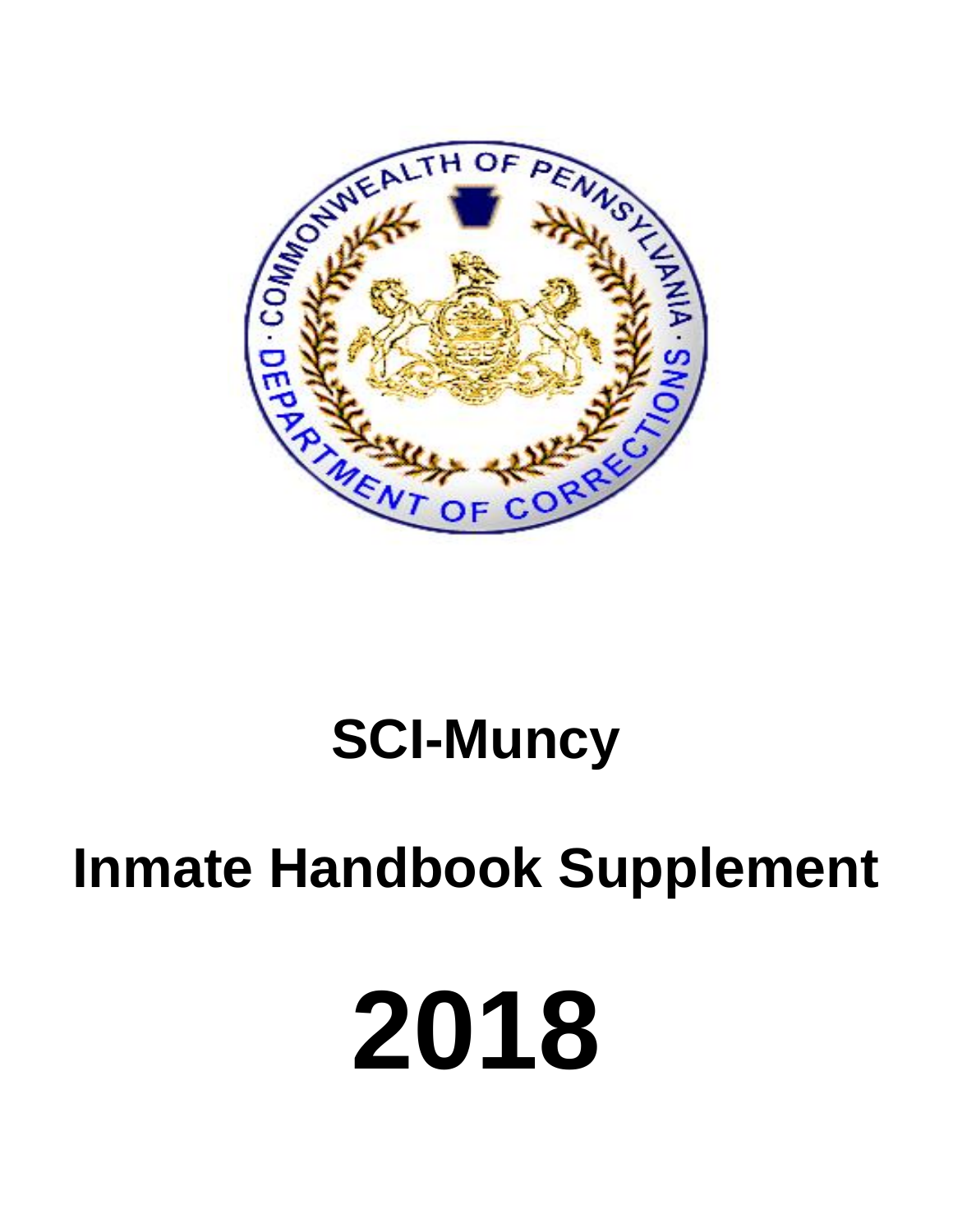# SCI-Muncy

# Inmate Handbook Supplement

# 2018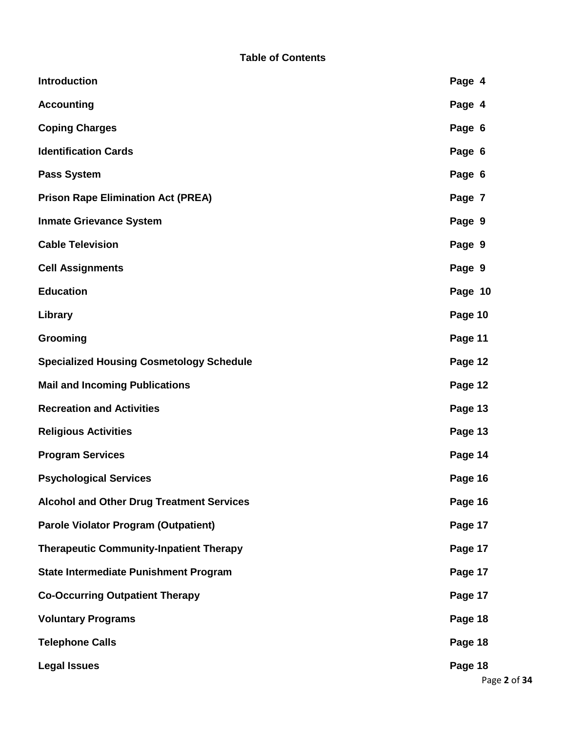## Table of Contents

| | |
|---|---|
| **Introduction** | **Page 4** |
| **Accounting** | **Page 4** |
| **Coping Charges** | **Page 6** |
| **Identification Cards** | **Page 6** |
| **Pass System** | **Page 6** |
| **Prison Rape Elimination Act (PREA)** | **Page 7** |
| **Inmate Grievance System** | **Page 9** |
| **Cable Television** | **Page 9** |
| **Cell Assignments** | **Page 9** |
| **Education** | **Page 10** |
| **Library** | **Page 10** |
| **Grooming** | **Page 11** |
| **Specialized Housing Cosmetology Schedule** | **Page 12** |
| **Mail and Incoming Publications** | **Page 12** |
| **Recreation and Activities** | **Page 13** |
| **Religious Activities** | **Page 13** |
| **Program Services** | **Page 14** |
| **Psychological Services** | **Page 16** |
| **Alcohol and Other Drug Treatment Services** | **Page 16** |
| **Parole Violator Program (Outpatient)** | **Page 17** |
| **Therapeutic Community-Inpatient Therapy** | **Page 17** |
| **State Intermediate Punishment Program** | **Page 17** |
| **Co-Occurring Outpatient Therapy** | **Page 17** |
| **Voluntary Programs** | **Page 18** |
| **Telephone Calls** | **Page 18** |
| **Legal Issues** | **Page 18** |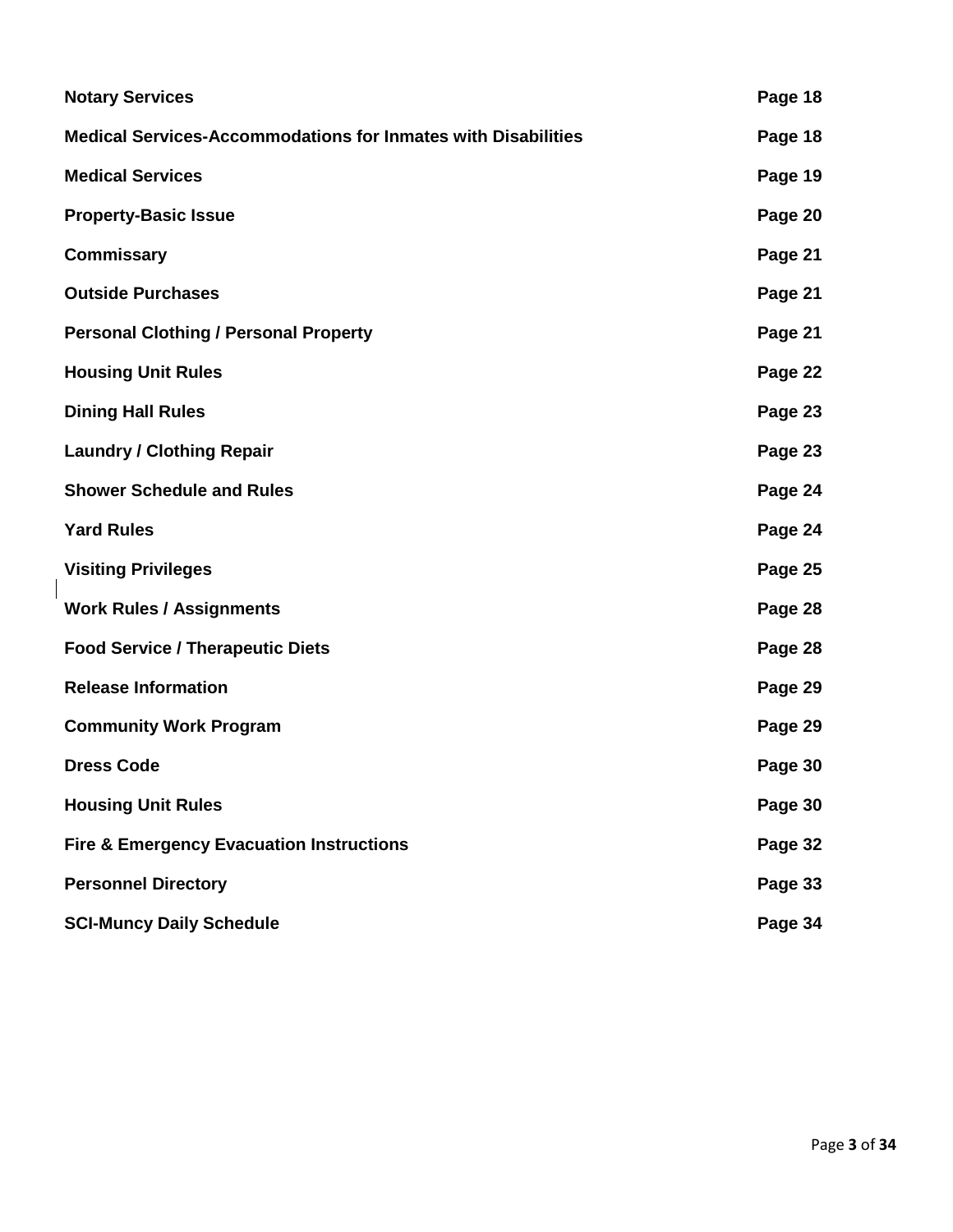| | |
|---|---|
| **Notary Services** | **Page 18** |
| **Medical Services-Accommodations for Inmates with Disabilities** | **Page 18** |
| **Medical Services** | **Page 19** |
| **Property-Basic Issue** | **Page 20** |
| **Commissary** | **Page 21** |
| **Outside Purchases** | **Page 21** |
| **Personal Clothing / Personal Property** | **Page 21** |
| **Housing Unit Rules** | **Page 22** |
| **Dining Hall Rules** | **Page 23** |
| **Laundry / Clothing Repair** | **Page 23** |
| **Shower Schedule and Rules** | **Page 24** |
| **Yard Rules** | **Page 24** |
| **Visiting Privileges** | **Page 25** |
| **Work Rules / Assignments** | **Page 28** |
| **Food Service / Therapeutic Diets** | **Page 28** |
| **Release Information** | **Page 29** |
| **Community Work Program** | **Page 29** |
| **Dress Code** | **Page 30** |
| **Housing Unit Rules** | **Page 30** |
| **Fire & Emergency Evacuation Instructions** | **Page 32** |
| **Personnel Directory** | **Page 33** |
| **SCI-Muncy Daily Schedule** | **Page 34** |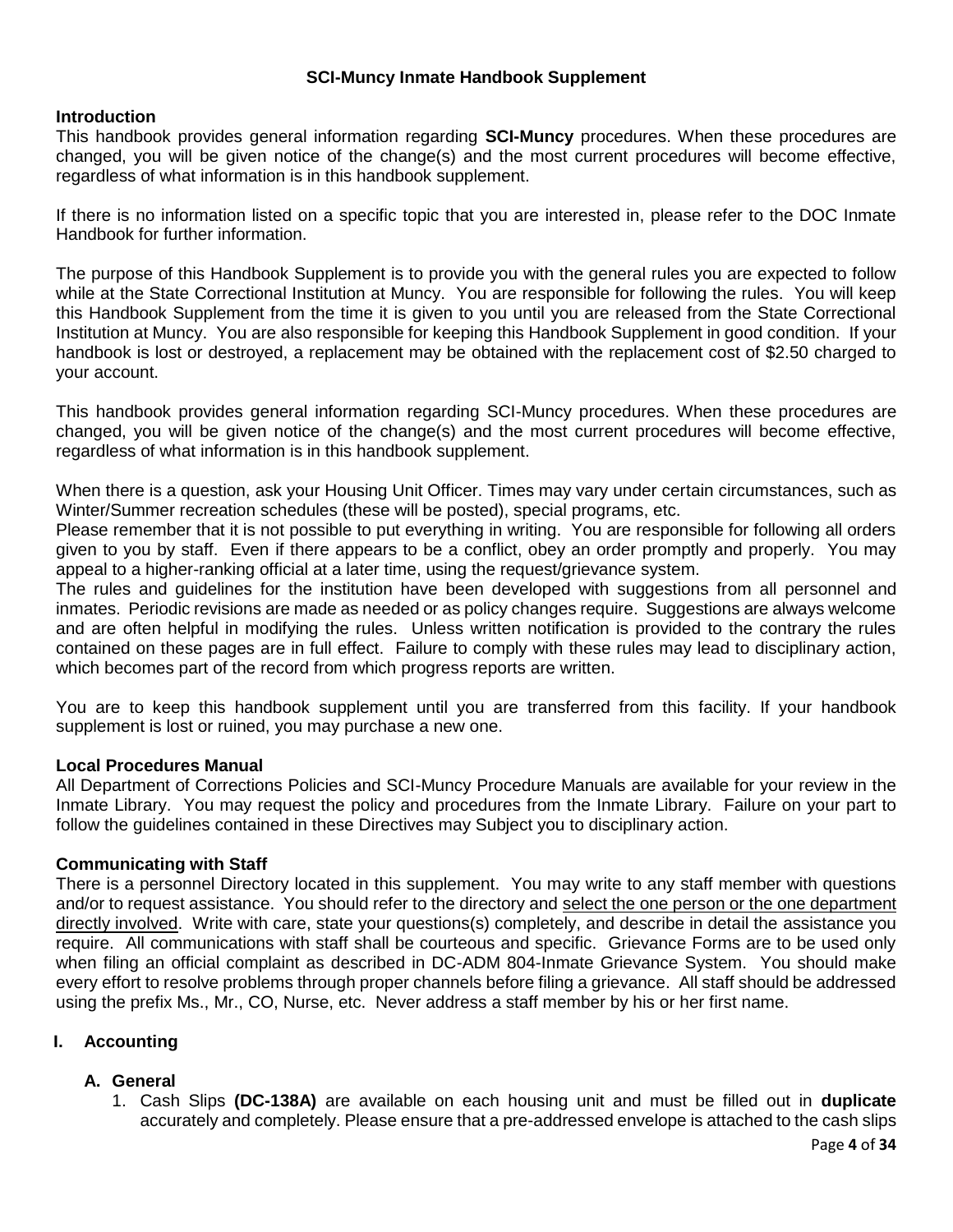**SCI-Muncy Inmate Handbook Supplement**

**Introduction**
This handbook provides general information regarding **SCI-Muncy** procedures. When these procedures are changed, you will be given notice of the change(s) and the most current procedures will become effective, regardless of what information is in this handbook supplement.

If there is no information listed on a specific topic that you are interested in, please refer to the DOC Inmate Handbook for further information.

The purpose of this Handbook Supplement is to provide you with the general rules you are expected to follow while at the State Correctional Institution at Muncy. You are responsible for following the rules. You will keep this Handbook Supplement from the time it is given to you until you are released from the State Correctional Institution at Muncy. You are also responsible for keeping this Handbook Supplement in good condition. If your handbook is lost or destroyed, a replacement may be obtained with the replacement cost of $2.50 charged to your account.

This handbook provides general information regarding SCI-Muncy procedures. When these procedures are changed, you will be given notice of the change(s) and the most current procedures will become effective, regardless of what information is in this handbook supplement.

When there is a question, ask your Housing Unit Officer. Times may vary under certain circumstances, such as Winter/Summer recreation schedules (these will be posted), special programs, etc.
Please remember that it is not possible to put everything in writing. You are responsible for following all orders given to you by staff. Even if there appears to be a conflict, obey an order promptly and properly. You may appeal to a higher-ranking official at a later time, using the request/grievance system.
The rules and guidelines for the institution have been developed with suggestions from all personnel and inmates. Periodic revisions are made as needed or as policy changes require. Suggestions are always welcome and are often helpful in modifying the rules. Unless written notification is provided to the contrary the rules contained on these pages are in full effect. Failure to comply with these rules may lead to disciplinary action, which becomes part of the record from which progress reports are written.

You are to keep this handbook supplement until you are transferred from this facility. If your handbook supplement is lost or ruined, you may purchase a new one.

**Local Procedures Manual**
All Department of Corrections Policies and SCI-Muncy Procedure Manuals are available for your review in the Inmate Library. You may request the policy and procedures from the Inmate Library. Failure on your part to follow the guidelines contained in these Directives may Subject you to disciplinary action.

**Communicating with Staff**
There is a personnel Directory located in this supplement. You may write to any staff member with questions and/or to request assistance. You should refer to the directory and select the one person or the one department directly involved. Write with care, state your questions(s) completely, and describe in detail the assistance you require. All communications with staff shall be courteous and specific. Grievance Forms are to be used only when filing an official complaint as described in DC-ADM 804-Inmate Grievance System. You should make every effort to resolve problems through proper channels before filing a grievance. All staff should be addressed using the prefix Ms., Mr., CO, Nurse, etc. Never address a staff member by his or her first name.

## I. Accounting

### A. General

1. Cash Slips **(DC-138A)** are available on each housing unit and must be filled out in **duplicate** accurately and completely. Please ensure that a pre-addressed envelope is attached to the cash slips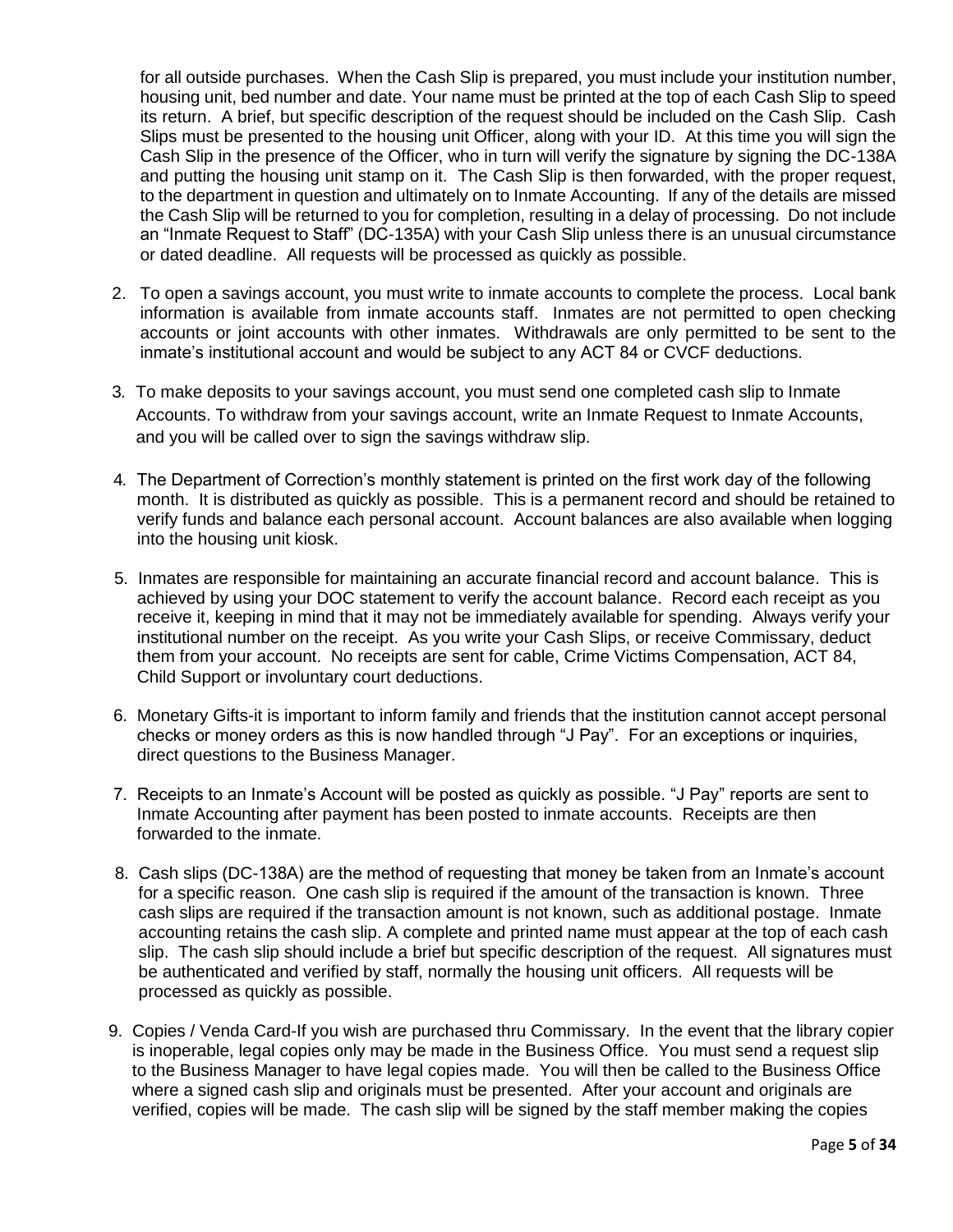for all outside purchases. When the Cash Slip is prepared, you must include your institution number, housing unit, bed number and date. Your name must be printed at the top of each Cash Slip to speed its return. A brief, but specific description of the request should be included on the Cash Slip. Cash Slips must be presented to the housing unit Officer, along with your ID. At this time you will sign the Cash Slip in the presence of the Officer, who in turn will verify the signature by signing the DC-138A and putting the housing unit stamp on it. The Cash Slip is then forwarded, with the proper request, to the department in question and ultimately on to Inmate Accounting. If any of the details are missed the Cash Slip will be returned to you for completion, resulting in a delay of processing. Do not include an "Inmate Request to Staff" (DC-135A) with your Cash Slip unless there is an unusual circumstance or dated deadline. All requests will be processed as quickly as possible.

2. To open a savings account, you must write to inmate accounts to complete the process. Local bank information is available from inmate accounts staff. Inmates are not permitted to open checking accounts or joint accounts with other inmates. Withdrawals are only permitted to be sent to the inmate's institutional account and would be subject to any ACT 84 or CVCF deductions.

3. To make deposits to your savings account, you must send one completed cash slip to Inmate Accounts. To withdraw from your savings account, write an Inmate Request to Inmate Accounts, and you will be called over to sign the savings withdraw slip.

4. The Department of Correction's monthly statement is printed on the first work day of the following month. It is distributed as quickly as possible. This is a permanent record and should be retained to verify funds and balance each personal account. Account balances are also available when logging into the housing unit kiosk.

5. Inmates are responsible for maintaining an accurate financial record and account balance. This is achieved by using your DOC statement to verify the account balance. Record each receipt as you receive it, keeping in mind that it may not be immediately available for spending. Always verify your institutional number on the receipt. As you write your Cash Slips, or receive Commissary, deduct them from your account. No receipts are sent for cable, Crime Victims Compensation, ACT 84, Child Support or involuntary court deductions.

6. Monetary Gifts-it is important to inform family and friends that the institution cannot accept personal checks or money orders as this is now handled through "J Pay". For an exceptions or inquiries, direct questions to the Business Manager.

7. Receipts to an Inmate's Account will be posted as quickly as possible. "J Pay" reports are sent to Inmate Accounting after payment has been posted to inmate accounts. Receipts are then forwarded to the inmate.

8. Cash slips (DC-138A) are the method of requesting that money be taken from an Inmate's account for a specific reason. One cash slip is required if the amount of the transaction is known. Three cash slips are required if the transaction amount is not known, such as additional postage. Inmate accounting retains the cash slip. A complete and printed name must appear at the top of each cash slip. The cash slip should include a brief but specific description of the request. All signatures must be authenticated and verified by staff, normally the housing unit officers. All requests will be processed as quickly as possible.

9. Copies / Venda Card-If you wish are purchased thru Commissary. In the event that the library copier is inoperable, legal copies only may be made in the Business Office. You must send a request slip to the Business Manager to have legal copies made. You will then be called to the Business Office where a signed cash slip and originals must be presented. After your account and originals are verified, copies will be made. The cash slip will be signed by the staff member making the copies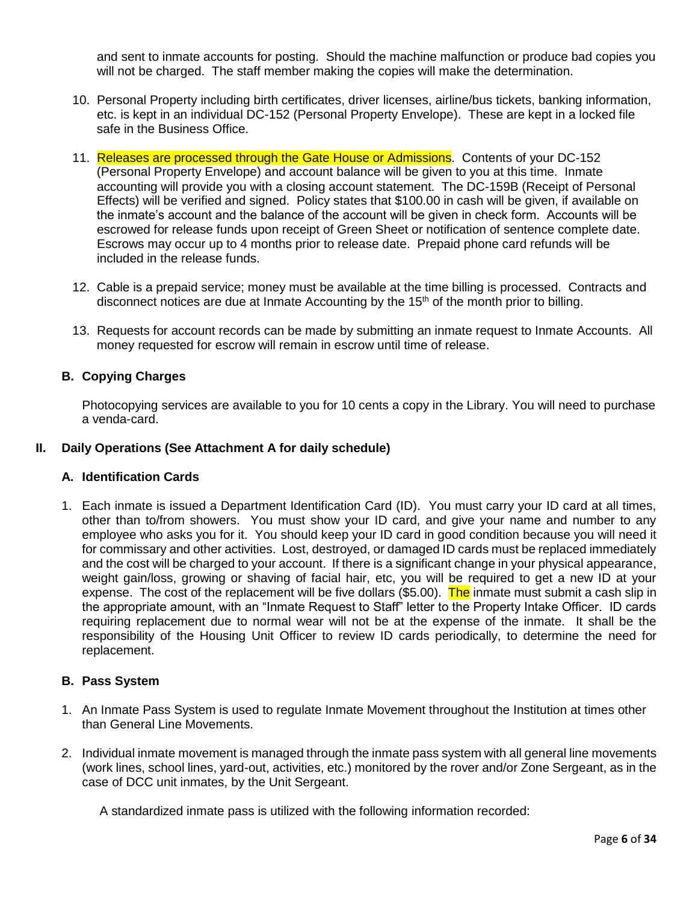and sent to inmate accounts for posting. Should the machine malfunction or produce bad copies you will not be charged. The staff member making the copies will make the determination.

10. Personal Property including birth certificates, driver licenses, airline/bus tickets, banking information, etc. is kept in an individual DC-152 (Personal Property Envelope). These are kept in a locked file safe in the Business Office.

11. Releases are processed through the Gate House or Admissions. Contents of your DC-152 (Personal Property Envelope) and account balance will be given to you at this time. Inmate accounting will provide you with a closing account statement. The DC-159B (Receipt of Personal Effects) will be verified and signed. Policy states that $100.00 in cash will be given, if available on the inmate's account and the balance of the account will be given in check form. Accounts will be escrowed for release funds upon receipt of Green Sheet or notification of sentence complete date. Escrows may occur up to 4 months prior to release date. Prepaid phone card refunds will be included in the release funds.

12. Cable is a prepaid service; money must be available at the time billing is processed. Contracts and disconnect notices are due at Inmate Accounting by the 15th of the month prior to billing.

13. Requests for account records can be made by submitting an inmate request to Inmate Accounts. All money requested for escrow will remain in escrow until time of release.

### B. Copying Charges

Photocopying services are available to you for 10 cents a copy in the Library. You will need to purchase a venda-card.

## II. Daily Operations (See Attachment A for daily schedule)

### A. Identification Cards

1. Each inmate is issued a Department Identification Card (ID). You must carry your ID card at all times, other than to/from showers. You must show your ID card, and give your name and number to any employee who asks you for it. You should keep your ID card in good condition because you will need it for commissary and other activities. Lost, destroyed, or damaged ID cards must be replaced immediately and the cost will be charged to your account. If there is a significant change in your physical appearance, weight gain/loss, growing or shaving of facial hair, etc, you will be required to get a new ID at your expense. The cost of the replacement will be five dollars ($5.00). The inmate must submit a cash slip in the appropriate amount, with an "Inmate Request to Staff" letter to the Property Intake Officer. ID cards requiring replacement due to normal wear will not be at the expense of the inmate. It shall be the responsibility of the Housing Unit Officer to review ID cards periodically, to determine the need for replacement.

### B. Pass System

1. An Inmate Pass System is used to regulate Inmate Movement throughout the Institution at times other than General Line Movements.

2. Individual inmate movement is managed through the inmate pass system with all general line movements (work lines, school lines, yard-out, activities, etc.) monitored by the rover and/or Zone Sergeant, as in the case of DCC unit inmates, by the Unit Sergeant.

   A standardized inmate pass is utilized with the following information recorded: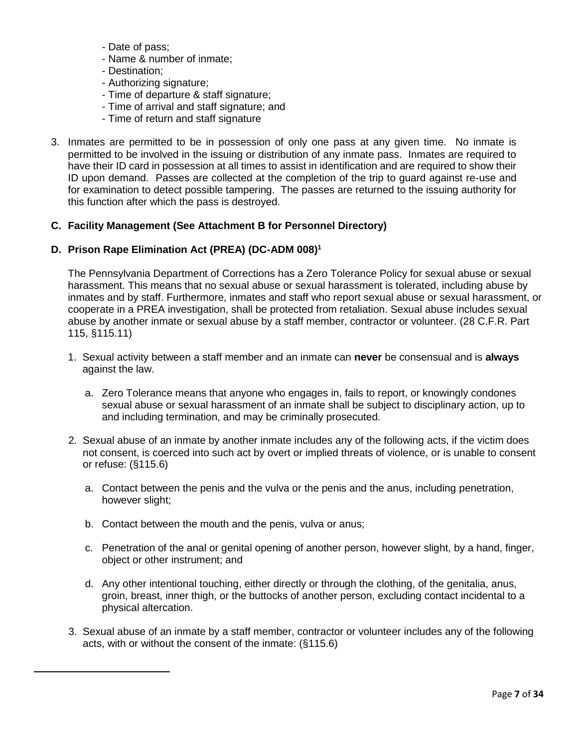- Date of pass;
- Name & number of inmate;
- Destination;
- Authorizing signature;
- Time of departure & staff signature;
- Time of arrival and staff signature; and
- Time of return and staff signature

3. Inmates are permitted to be in possession of only one pass at any given time. No inmate is permitted to be involved in the issuing or distribution of any inmate pass. Inmates are required to have their ID card in possession at all times to assist in identification and are required to show their ID upon demand. Passes are collected at the completion of the trip to guard against re-use and for examination to detect possible tampering. The passes are returned to the issuing authority for this function after which the pass is destroyed.

**C. Facility Management (See Attachment B for Personnel Directory)**

**D. Prison Rape Elimination Act (PREA) (DC-ADM 008)[1]**

The Pennsylvania Department of Corrections has a Zero Tolerance Policy for sexual abuse or sexual harassment. This means that no sexual abuse or sexual harassment is tolerated, including abuse by inmates and by staff. Furthermore, inmates and staff who report sexual abuse or sexual harassment, or cooperate in a PREA investigation, shall be protected from retaliation. Sexual abuse includes sexual abuse by another inmate or sexual abuse by a staff member, contractor or volunteer. (28 C.F.R. Part 115, §115.11)

1. Sexual activity between a staff member and an inmate can **never** be consensual and is **always** against the law.

   a. Zero Tolerance means that anyone who engages in, fails to report, or knowingly condones sexual abuse or sexual harassment of an inmate shall be subject to disciplinary action, up to and including termination, and may be criminally prosecuted.

2. Sexual abuse of an inmate by another inmate includes any of the following acts, if the victim does not consent, is coerced into such act by overt or implied threats of violence, or is unable to consent or refuse: (§115.6)

   a. Contact between the penis and the vulva or the penis and the anus, including penetration, however slight;

   b. Contact between the mouth and the penis, vulva or anus;

   c. Penetration of the anal or genital opening of another person, however slight, by a hand, finger, object or other instrument; and

   d. Any other intentional touching, either directly or through the clothing, of the genitalia, anus, groin, breast, inner thigh, or the buttocks of another person, excluding contact incidental to a physical altercation.

3. Sexual abuse of an inmate by a staff member, contractor or volunteer includes any of the following acts, with or without the consent of the inmate: (§115.6)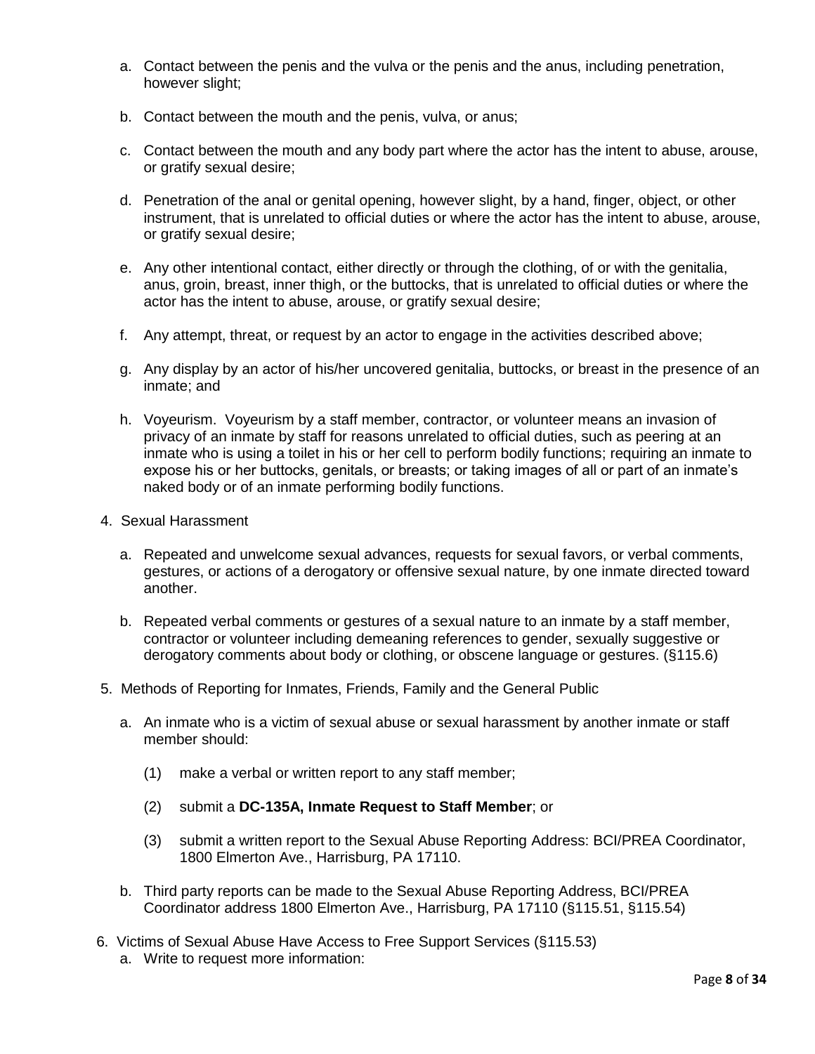a. Contact between the penis and the vulva or the penis and the anus, including penetration, however slight;

b. Contact between the mouth and the penis, vulva, or anus;

c. Contact between the mouth and any body part where the actor has the intent to abuse, arouse, or gratify sexual desire;

d. Penetration of the anal or genital opening, however slight, by a hand, finger, object, or other instrument, that is unrelated to official duties or where the actor has the intent to abuse, arouse, or gratify sexual desire;

e. Any other intentional contact, either directly or through the clothing, of or with the genitalia, anus, groin, breast, inner thigh, or the buttocks, that is unrelated to official duties or where the actor has the intent to abuse, arouse, or gratify sexual desire;

f. Any attempt, threat, or request by an actor to engage in the activities described above;

g. Any display by an actor of his/her uncovered genitalia, buttocks, or breast in the presence of an inmate; and

h. Voyeurism. Voyeurism by a staff member, contractor, or volunteer means an invasion of privacy of an inmate by staff for reasons unrelated to official duties, such as peering at an inmate who is using a toilet in his or her cell to perform bodily functions; requiring an inmate to expose his or her buttocks, genitals, or breasts; or taking images of all or part of an inmate's naked body or of an inmate performing bodily functions.

4. Sexual Harassment

   a. Repeated and unwelcome sexual advances, requests for sexual favors, or verbal comments, gestures, or actions of a derogatory or offensive sexual nature, by one inmate directed toward another.

   b. Repeated verbal comments or gestures of a sexual nature to an inmate by a staff member, contractor or volunteer including demeaning references to gender, sexually suggestive or derogatory comments about body or clothing, or obscene language or gestures. (§115.6)

5. Methods of Reporting for Inmates, Friends, Family and the General Public

   a. An inmate who is a victim of sexual abuse or sexual harassment by another inmate or staff member should:

      (1) make a verbal or written report to any staff member;

      (2) submit a **DC-135A, Inmate Request to Staff Member**; or

      (3) submit a written report to the Sexual Abuse Reporting Address: BCI/PREA Coordinator, 1800 Elmerton Ave., Harrisburg, PA 17110.

   b. Third party reports can be made to the Sexual Abuse Reporting Address, BCI/PREA Coordinator address 1800 Elmerton Ave., Harrisburg, PA 17110 (§115.51, §115.54)

6. Victims of Sexual Abuse Have Access to Free Support Services (§115.53)

   a. Write to request more information: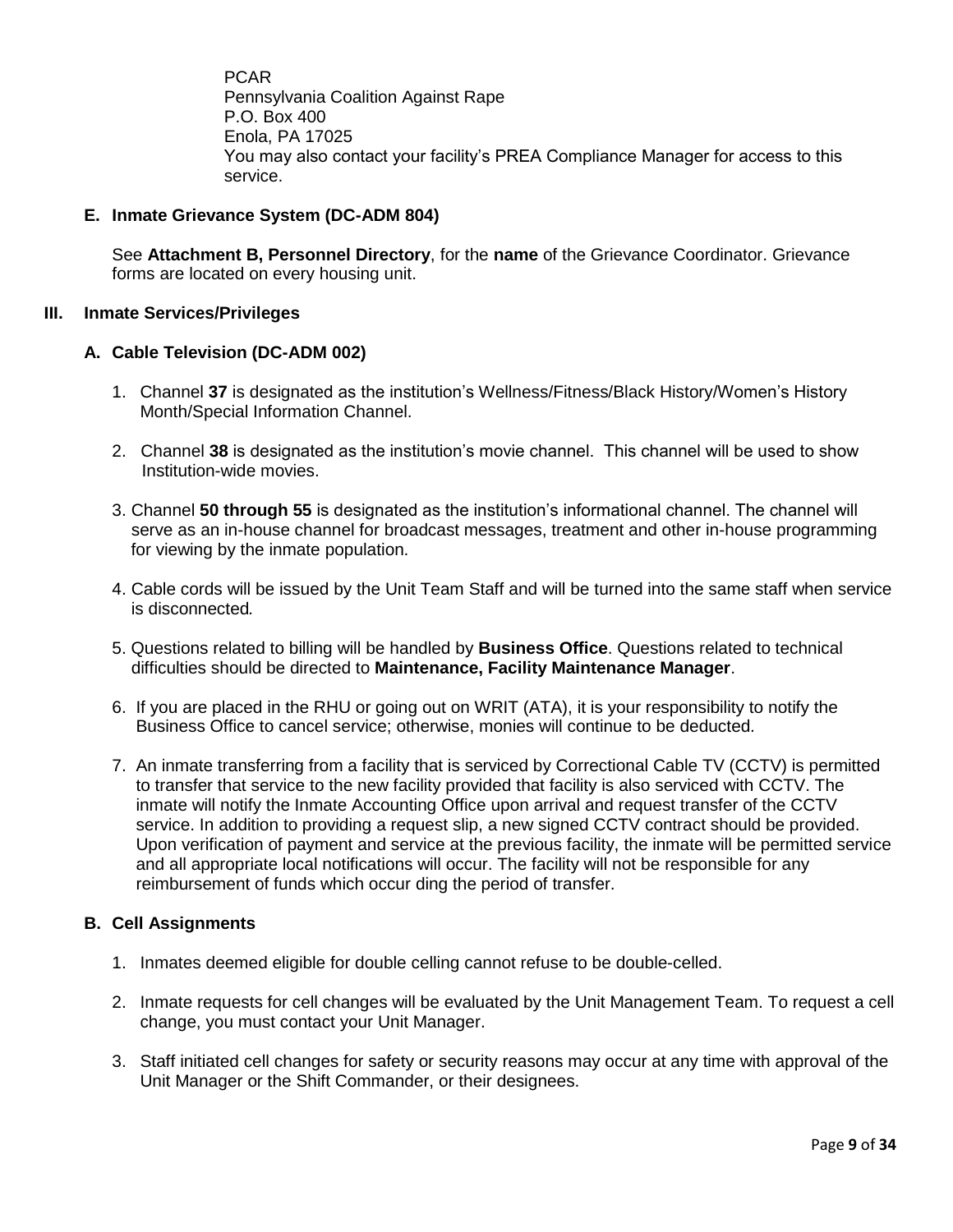PCAR
Pennsylvania Coalition Against Rape
P.O. Box 400
Enola, PA 17025
You may also contact your facility's PREA Compliance Manager for access to this service.

### E. Inmate Grievance System (DC-ADM 804)

See **Attachment B, Personnel Directory**, for the **name** of the Grievance Coordinator. Grievance forms are located on every housing unit.

## III. Inmate Services/Privileges

### A. Cable Television (DC-ADM 002)

1. Channel **37** is designated as the institution's Wellness/Fitness/Black History/Women's History Month/Special Information Channel.

2. Channel **38** is designated as the institution's movie channel. This channel will be used to show Institution-wide movies.

3. Channel **50 through 55** is designated as the institution's informational channel. The channel will serve as an in-house channel for broadcast messages, treatment and other in-house programming for viewing by the inmate population.

4. Cable cords will be issued by the Unit Team Staff and will be turned into the same staff when service is disconnected*.*

5. Questions related to billing will be handled by **Business Office**. Questions related to technical difficulties should be directed to **Maintenance, Facility Maintenance Manager**.

6. If you are placed in the RHU or going out on WRIT (ATA), it is your responsibility to notify the Business Office to cancel service; otherwise, monies will continue to be deducted.

7. An inmate transferring from a facility that is serviced by Correctional Cable TV (CCTV) is permitted to transfer that service to the new facility provided that facility is also serviced with CCTV. The inmate will notify the Inmate Accounting Office upon arrival and request transfer of the CCTV service. In addition to providing a request slip, a new signed CCTV contract should be provided. Upon verification of payment and service at the previous facility, the inmate will be permitted service and all appropriate local notifications will occur. The facility will not be responsible for any reimbursement of funds which occur ding the period of transfer.

### B. Cell Assignments

1. Inmates deemed eligible for double celling cannot refuse to be double-celled.

2. Inmate requests for cell changes will be evaluated by the Unit Management Team. To request a cell change, you must contact your Unit Manager.

3. Staff initiated cell changes for safety or security reasons may occur at any time with approval of the Unit Manager or the Shift Commander, or their designees.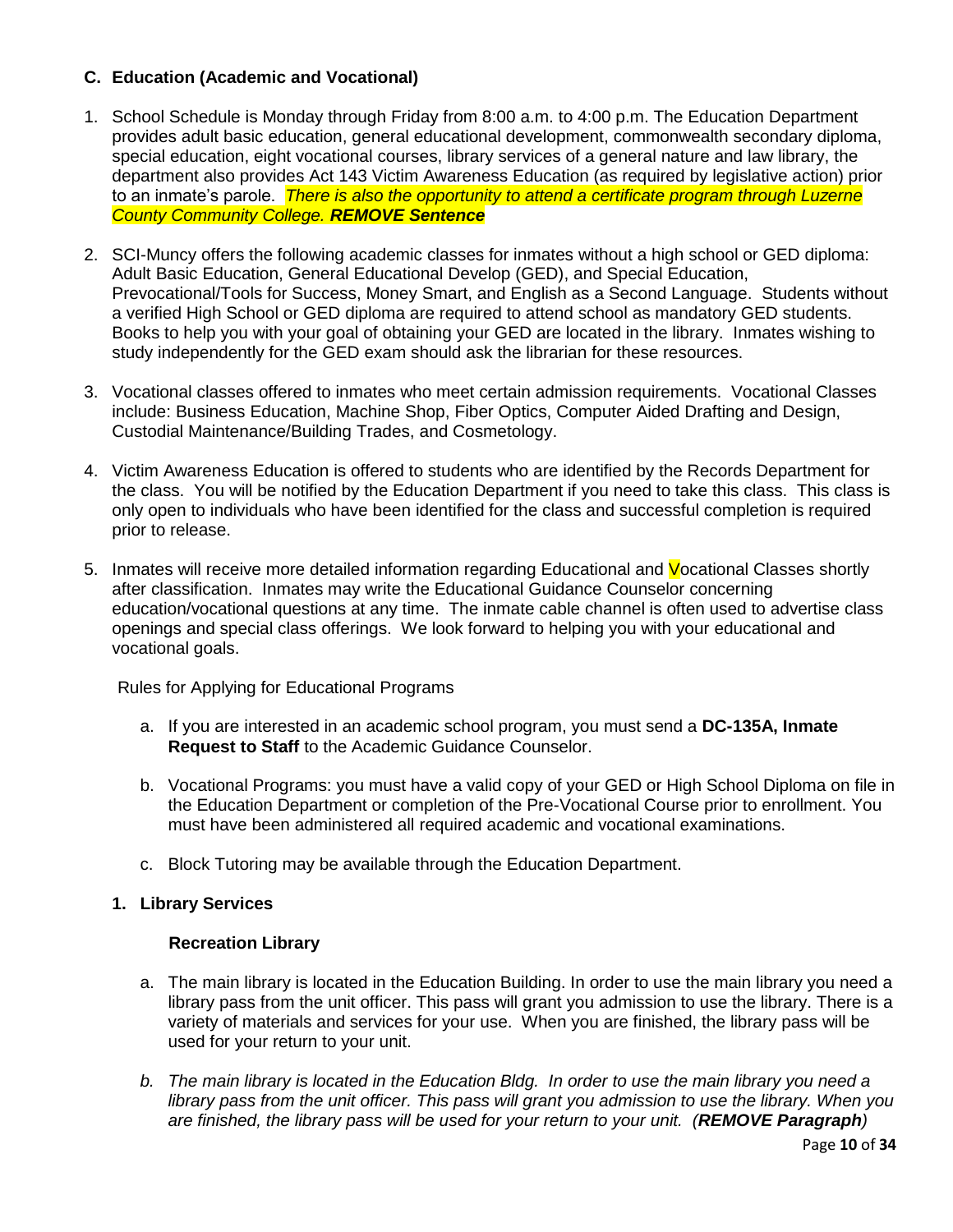### C. Education (Academic and Vocational)

1. School Schedule is Monday through Friday from 8:00 a.m. to 4:00 p.m. The Education Department provides adult basic education, general educational development, commonwealth secondary diploma, special education, eight vocational courses, library services of a general nature and law library, the department also provides Act 143 Victim Awareness Education (as required by legislative action) prior to an inmate's parole. *There is also the opportunity to attend a certificate program through Luzerne County Community College. **REMOVE Sentence***

2. SCI-Muncy offers the following academic classes for inmates without a high school or GED diploma: Adult Basic Education, General Educational Develop (GED), and Special Education, Prevocational/Tools for Success, Money Smart, and English as a Second Language. Students without a verified High School or GED diploma are required to attend school as mandatory GED students. Books to help you with your goal of obtaining your GED are located in the library. Inmates wishing to study independently for the GED exam should ask the librarian for these resources.

3. Vocational classes offered to inmates who meet certain admission requirements. Vocational Classes include: Business Education, Machine Shop, Fiber Optics, Computer Aided Drafting and Design, Custodial Maintenance/Building Trades, and Cosmetology.

4. Victim Awareness Education is offered to students who are identified by the Records Department for the class. You will be notified by the Education Department if you need to take this class. This class is only open to individuals who have been identified for the class and successful completion is required prior to release.

5. Inmates will receive more detailed information regarding Educational and Vocational Classes shortly after classification. Inmates may write the Educational Guidance Counselor concerning education/vocational questions at any time. The inmate cable channel is often used to advertise class openings and special class offerings. We look forward to helping you with your educational and vocational goals.

Rules for Applying for Educational Programs

a. If you are interested in an academic school program, you must send a **DC-135A, Inmate Request to Staff** to the Academic Guidance Counselor.

b. Vocational Programs: you must have a valid copy of your GED or High School Diploma on file in the Education Department or completion of the Pre-Vocational Course prior to enrollment. You must have been administered all required academic and vocational examinations.

c. Block Tutoring may be available through the Education Department.

#### 1. Library Services

**Recreation Library**

a. The main library is located in the Education Building. In order to use the main library you need a library pass from the unit officer. This pass will grant you admission to use the library. There is a variety of materials and services for your use. When you are finished, the library pass will be used for your return to your unit.

*b. The main library is located in the Education Bldg. In order to use the main library you need a library pass from the unit officer. This pass will grant you admission to use the library. When you are finished, the library pass will be used for your return to your unit. (**REMOVE Paragraph**)*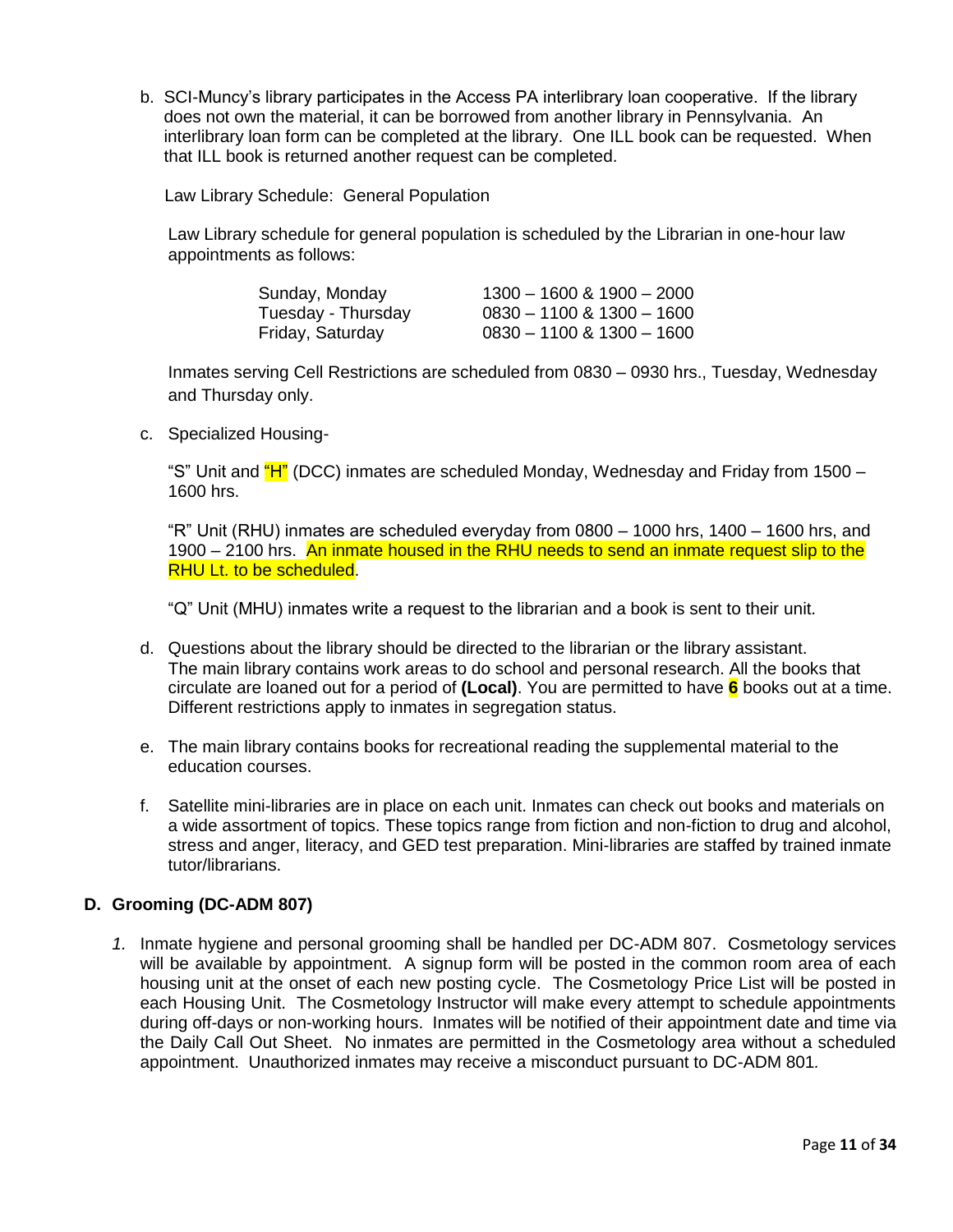b. SCI-Muncy's library participates in the Access PA interlibrary loan cooperative. If the library does not own the material, it can be borrowed from another library in Pennsylvania. An interlibrary loan form can be completed at the library. One ILL book can be requested. When that ILL book is returned another request can be completed.

Law Library Schedule: General Population

Law Library schedule for general population is scheduled by the Librarian in one-hour law appointments as follows:

| | |
|---|---|
| Sunday, Monday | 1300 – 1600 & 1900 – 2000 |
| Tuesday - Thursday | 0830 – 1100 & 1300 – 1600 |
| Friday, Saturday | 0830 – 1100 & 1300 – 1600 |

Inmates serving Cell Restrictions are scheduled from 0830 – 0930 hrs., Tuesday, Wednesday and Thursday only.

c. Specialized Housing-

"S" Unit and "H" (DCC) inmates are scheduled Monday, Wednesday and Friday from 1500 – 1600 hrs.

"R" Unit (RHU) inmates are scheduled everyday from 0800 – 1000 hrs, 1400 – 1600 hrs, and 1900 – 2100 hrs. An inmate housed in the RHU needs to send an inmate request slip to the RHU Lt. to be scheduled.

"Q" Unit (MHU) inmates write a request to the librarian and a book is sent to their unit.

d. Questions about the library should be directed to the librarian or the library assistant. The main library contains work areas to do school and personal research. All the books that circulate are loaned out for a period of **(Local)**. You are permitted to have **6** books out at a time. Different restrictions apply to inmates in segregation status.

e. The main library contains books for recreational reading the supplemental material to the education courses.

f. Satellite mini-libraries are in place on each unit. Inmates can check out books and materials on a wide assortment of topics. These topics range from fiction and non-fiction to drug and alcohol, stress and anger, literacy, and GED test preparation. Mini-libraries are staffed by trained inmate tutor/librarians.

## D. Grooming (DC-ADM 807)

1. Inmate hygiene and personal grooming shall be handled per DC-ADM 807. Cosmetology services will be available by appointment. A signup form will be posted in the common room area of each housing unit at the onset of each new posting cycle. The Cosmetology Price List will be posted in each Housing Unit. The Cosmetology Instructor will make every attempt to schedule appointments during off-days or non-working hours. Inmates will be notified of their appointment date and time via the Daily Call Out Sheet. No inmates are permitted in the Cosmetology area without a scheduled appointment. Unauthorized inmates may receive a misconduct pursuant to DC-ADM 801.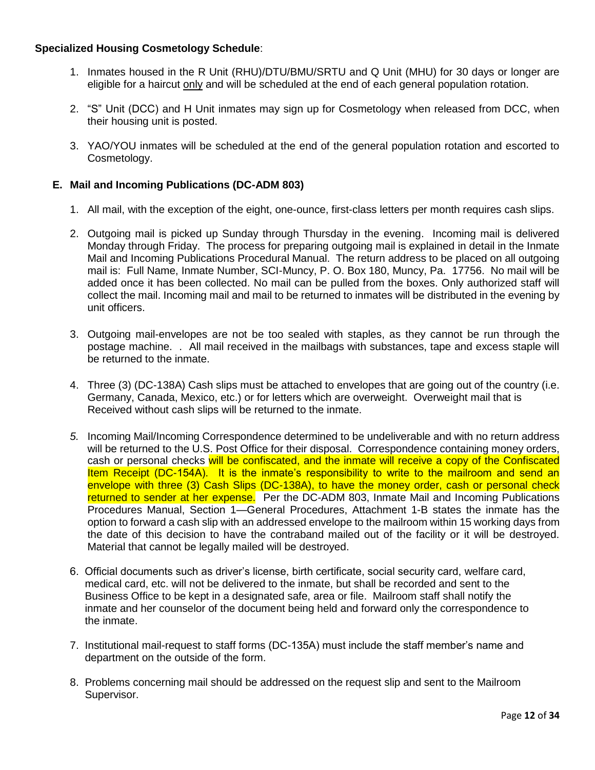**Specialized Housing Cosmetology Schedule**:

1. Inmates housed in the R Unit (RHU)/DTU/BMU/SRTU and Q Unit (MHU) for 30 days or longer are eligible for a haircut only and will be scheduled at the end of each general population rotation.

2. "S" Unit (DCC) and H Unit inmates may sign up for Cosmetology when released from DCC, when their housing unit is posted.

3. YAO/YOU inmates will be scheduled at the end of the general population rotation and escorted to Cosmetology.

## E. Mail and Incoming Publications (DC-ADM 803)

1. All mail, with the exception of the eight, one-ounce, first-class letters per month requires cash slips.

2. Outgoing mail is picked up Sunday through Thursday in the evening. Incoming mail is delivered Monday through Friday. The process for preparing outgoing mail is explained in detail in the Inmate Mail and Incoming Publications Procedural Manual. The return address to be placed on all outgoing mail is: Full Name, Inmate Number, SCI-Muncy, P. O. Box 180, Muncy, Pa. 17756. No mail will be added once it has been collected. No mail can be pulled from the boxes. Only authorized staff will collect the mail. Incoming mail and mail to be returned to inmates will be distributed in the evening by unit officers.

3. Outgoing mail-envelopes are not be too sealed with staples, as they cannot be run through the postage machine. . All mail received in the mailbags with substances, tape and excess staple will be returned to the inmate.

4. Three (3) (DC-138A) Cash slips must be attached to envelopes that are going out of the country (i.e. Germany, Canada, Mexico, etc.) or for letters which are overweight. Overweight mail that is Received without cash slips will be returned to the inmate.

5. Incoming Mail/Incoming Correspondence determined to be undeliverable and with no return address will be returned to the U.S. Post Office for their disposal. Correspondence containing money orders, cash or personal checks will be confiscated, and the inmate will receive a copy of the Confiscated Item Receipt (DC-154A). It is the inmate's responsibility to write to the mailroom and send an envelope with three (3) Cash Slips (DC-138A), to have the money order, cash or personal check returned to sender at her expense. Per the DC-ADM 803, Inmate Mail and Incoming Publications Procedures Manual, Section 1—General Procedures, Attachment 1-B states the inmate has the option to forward a cash slip with an addressed envelope to the mailroom within 15 working days from the date of this decision to have the contraband mailed out of the facility or it will be destroyed. Material that cannot be legally mailed will be destroyed.

6. Official documents such as driver's license, birth certificate, social security card, welfare card, medical card, etc. will not be delivered to the inmate, but shall be recorded and sent to the Business Office to be kept in a designated safe, area or file. Mailroom staff shall notify the inmate and her counselor of the document being held and forward only the correspondence to the inmate.

7. Institutional mail-request to staff forms (DC-135A) must include the staff member's name and department on the outside of the form.

8. Problems concerning mail should be addressed on the request slip and sent to the Mailroom Supervisor.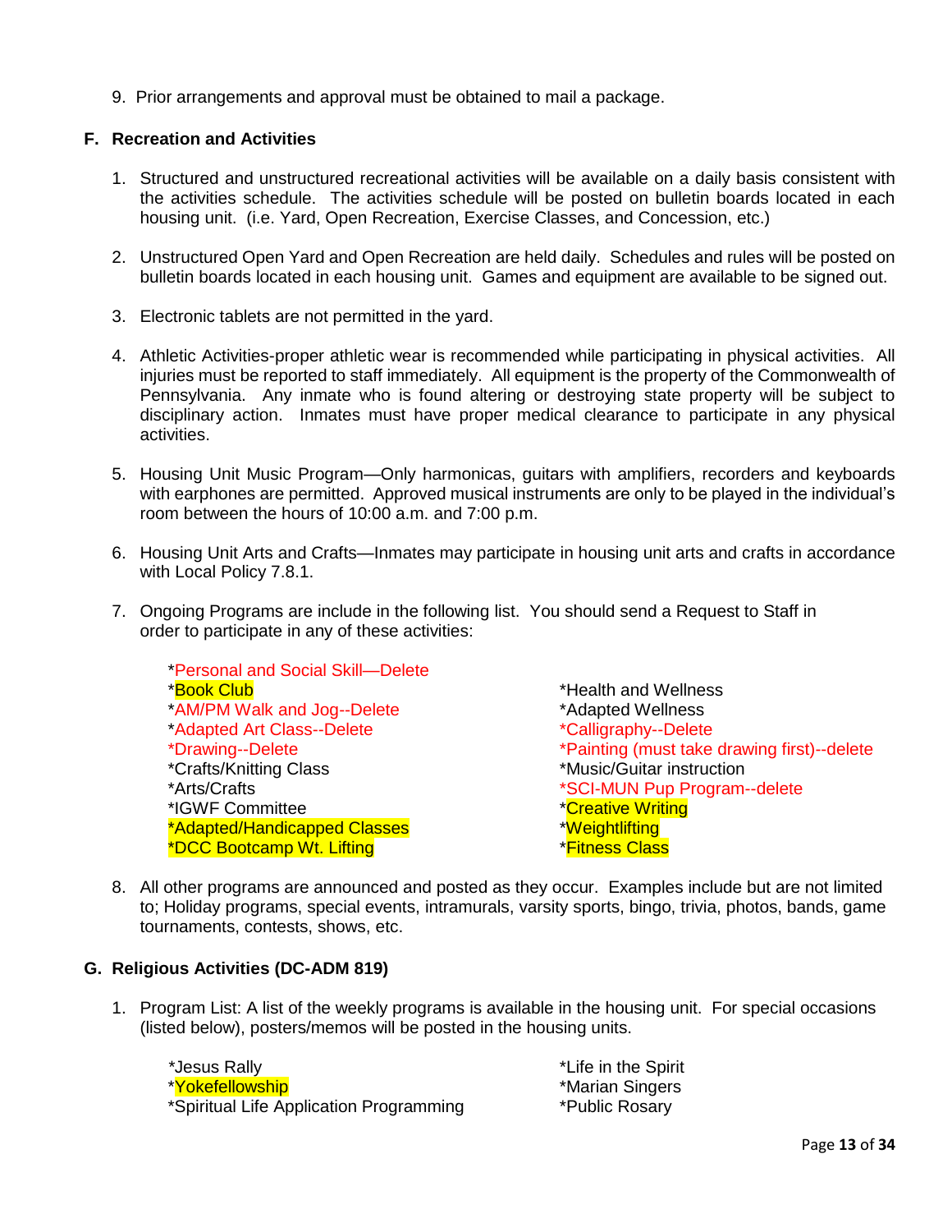9. Prior arrangements and approval must be obtained to mail a package.

### F. Recreation and Activities

1. Structured and unstructured recreational activities will be available on a daily basis consistent with the activities schedule. The activities schedule will be posted on bulletin boards located in each housing unit. (i.e. Yard, Open Recreation, Exercise Classes, and Concession, etc.)

2. Unstructured Open Yard and Open Recreation are held daily. Schedules and rules will be posted on bulletin boards located in each housing unit. Games and equipment are available to be signed out.

3. Electronic tablets are not permitted in the yard.

4. Athletic Activities-proper athletic wear is recommended while participating in physical activities. All injuries must be reported to staff immediately. All equipment is the property of the Commonwealth of Pennsylvania. Any inmate who is found altering or destroying state property will be subject to disciplinary action. Inmates must have proper medical clearance to participate in any physical activities.

5. Housing Unit Music Program—Only harmonicas, guitars with amplifiers, recorders and keyboards with earphones are permitted. Approved musical instruments are only to be played in the individual's room between the hours of 10:00 a.m. and 7:00 p.m.

6. Housing Unit Arts and Crafts—Inmates may participate in housing unit arts and crafts in accordance with Local Policy 7.8.1.

7. Ongoing Programs are include in the following list. You should send a Request to Staff in order to participate in any of these activities:

   *Personal and Social Skill—Delete
   *Book Club
   *AM/PM Walk and Jog--Delete
   *Adapted Art Class--Delete
   *Drawing--Delete
   *Crafts/Knitting Class
   *Arts/Crafts
   *IGWF Committee
   *Adapted/Handicapped Classes
   *DCC Bootcamp Wt. Lifting
   *Health and Wellness
   *Adapted Wellness
   *Calligraphy--Delete
   *Painting (must take drawing first)--delete
   *Music/Guitar instruction
   *SCI-MUN Pup Program--delete
   *Creative Writing
   *Weightlifting
   *Fitness Class

8. All other programs are announced and posted as they occur. Examples include but are not limited to; Holiday programs, special events, intramurals, varsity sports, bingo, trivia, photos, bands, game tournaments, contests, shows, etc.

### G. Religious Activities (DC-ADM 819)

1. Program List: A list of the weekly programs is available in the housing unit. For special occasions (listed below), posters/memos will be posted in the housing units.

   *Jesus Rally
   *Yokefellowship
   *Spiritual Life Application Programming
   *Life in the Spirit
   *Marian Singers
   *Public Rosary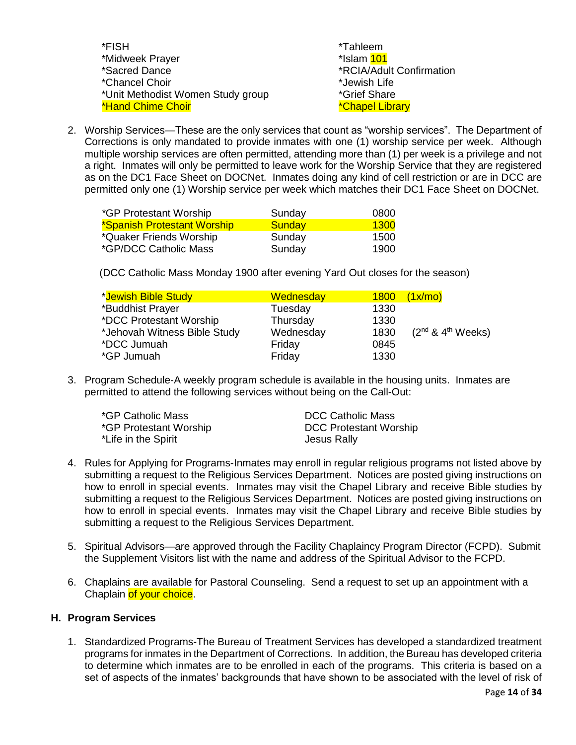| | |
|---|---|
| *FISH | *Tahleem |
| *Midweek Prayer | *Islam 101 |
| *Sacred Dance | *RCIA/Adult Confirmation |
| *Chancel Choir | *Jewish Life |
| *Unit Methodist Women Study group | *Grief Share |
| *Hand Chime Choir | *Chapel Library |

2. Worship Services—These are the only services that count as "worship services". The Department of Corrections is only mandated to provide inmates with one (1) worship service per week. Although multiple worship services are often permitted, attending more than (1) per week is a privilege and not a right. Inmates will only be permitted to leave work for the Worship Service that they are registered as on the DC1 Face Sheet on DOCNet. Inmates doing any kind of cell restriction or are in DCC are permitted only one (1) Worship service per week which matches their DC1 Face Sheet on DOCNet.

| | | |
|---|---|---|
| *GP Protestant Worship | Sunday | 0800 |
| *Spanish Protestant Worship | Sunday | 1300 |
| *Quaker Friends Worship | Sunday | 1500 |
| *GP/DCC Catholic Mass | Sunday | 1900 |

(DCC Catholic Mass Monday 1900 after evening Yard Out closes for the season)

| | | | |
|---|---|---|---|
| *Jewish Bible Study | Wednesday | 1800 | (1x/mo) |
| *Buddhist Prayer | Tuesday | 1330 | |
| *DCC Protestant Worship | Thursday | 1330 | |
| *Jehovah Witness Bible Study | Wednesday | 1830 | (2nd & 4th Weeks) |
| *DCC Jumuah | Friday | 0845 | |
| *GP Jumuah | Friday | 1330 | |

3. Program Schedule-A weekly program schedule is available in the housing units. Inmates are permitted to attend the following services without being on the Call-Out:

| | |
|---|---|
| *GP Catholic Mass | DCC Catholic Mass |
| *GP Protestant Worship | DCC Protestant Worship |
| *Life in the Spirit | Jesus Rally |

4. Rules for Applying for Programs-Inmates may enroll in regular religious programs not listed above by submitting a request to the Religious Services Department. Notices are posted giving instructions on how to enroll in special events. Inmates may visit the Chapel Library and receive Bible studies by submitting a request to the Religious Services Department. Notices are posted giving instructions on how to enroll in special events. Inmates may visit the Chapel Library and receive Bible studies by submitting a request to the Religious Services Department.

5. Spiritual Advisors—are approved through the Facility Chaplaincy Program Director (FCPD). Submit the Supplement Visitors list with the name and address of the Spiritual Advisor to the FCPD.

6. Chaplains are available for Pastoral Counseling. Send a request to set up an appointment with a Chaplain of your choice.

## H. Program Services

1. Standardized Programs-The Bureau of Treatment Services has developed a standardized treatment programs for inmates in the Department of Corrections. In addition, the Bureau has developed criteria to determine which inmates are to be enrolled in each of the programs. This criteria is based on a set of aspects of the inmates' backgrounds that have shown to be associated with the level of risk of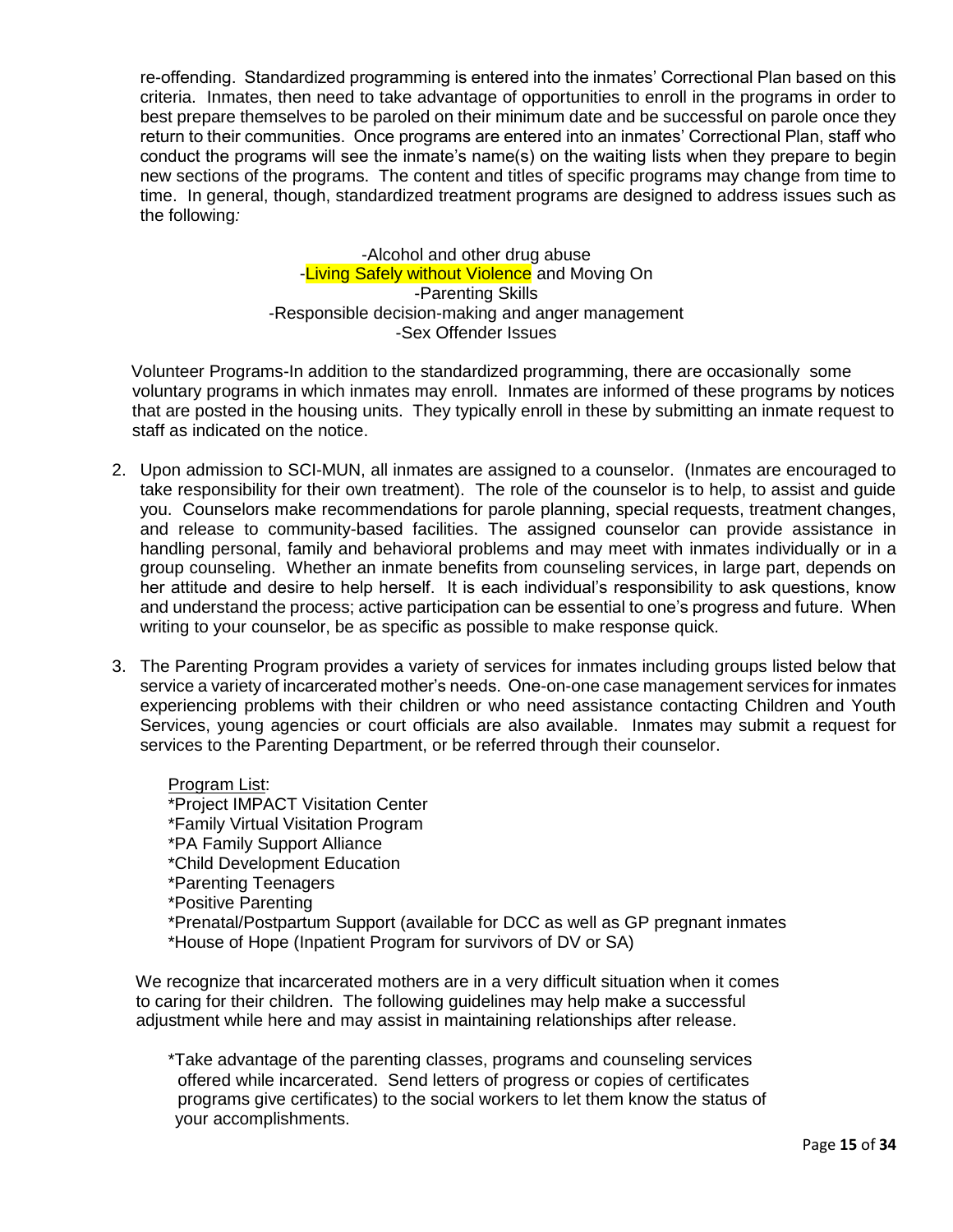re-offending. Standardized programming is entered into the inmates' Correctional Plan based on this criteria. Inmates, then need to take advantage of opportunities to enroll in the programs in order to best prepare themselves to be paroled on their minimum date and be successful on parole once they return to their communities. Once programs are entered into an inmates' Correctional Plan, staff who conduct the programs will see the inmate's name(s) on the waiting lists when they prepare to begin new sections of the programs. The content and titles of specific programs may change from time to time. In general, though, standardized treatment programs are designed to address issues such as the following:

-Alcohol and other drug abuse
-Living Safely without Violence and Moving On
-Parenting Skills
-Responsible decision-making and anger management
-Sex Offender Issues

Volunteer Programs-In addition to the standardized programming, there are occasionally some voluntary programs in which inmates may enroll. Inmates are informed of these programs by notices that are posted in the housing units. They typically enroll in these by submitting an inmate request to staff as indicated on the notice.

2. Upon admission to SCI-MUN, all inmates are assigned to a counselor. (Inmates are encouraged to take responsibility for their own treatment). The role of the counselor is to help, to assist and guide you. Counselors make recommendations for parole planning, special requests, treatment changes, and release to community-based facilities. The assigned counselor can provide assistance in handling personal, family and behavioral problems and may meet with inmates individually or in a group counseling. Whether an inmate benefits from counseling services, in large part, depends on her attitude and desire to help herself. It is each individual's responsibility to ask questions, know and understand the process; active participation can be essential to one's progress and future. When writing to your counselor, be as specific as possible to make response quick.

3. The Parenting Program provides a variety of services for inmates including groups listed below that service a variety of incarcerated mother's needs. One-on-one case management services for inmates experiencing problems with their children or who need assistance contacting Children and Youth Services, young agencies or court officials are also available. Inmates may submit a request for services to the Parenting Department, or be referred through their counselor.

Program List:
*Project IMPACT Visitation Center
*Family Virtual Visitation Program
*PA Family Support Alliance
*Child Development Education
*Parenting Teenagers
*Positive Parenting
*Prenatal/Postpartum Support (available for DCC as well as GP pregnant inmates
*House of Hope (Inpatient Program for survivors of DV or SA)

We recognize that incarcerated mothers are in a very difficult situation when it comes to caring for their children. The following guidelines may help make a successful adjustment while here and may assist in maintaining relationships after release.

*Take advantage of the parenting classes, programs and counseling services offered while incarcerated. Send letters of progress or copies of certificates programs give certificates) to the social workers to let them know the status of your accomplishments.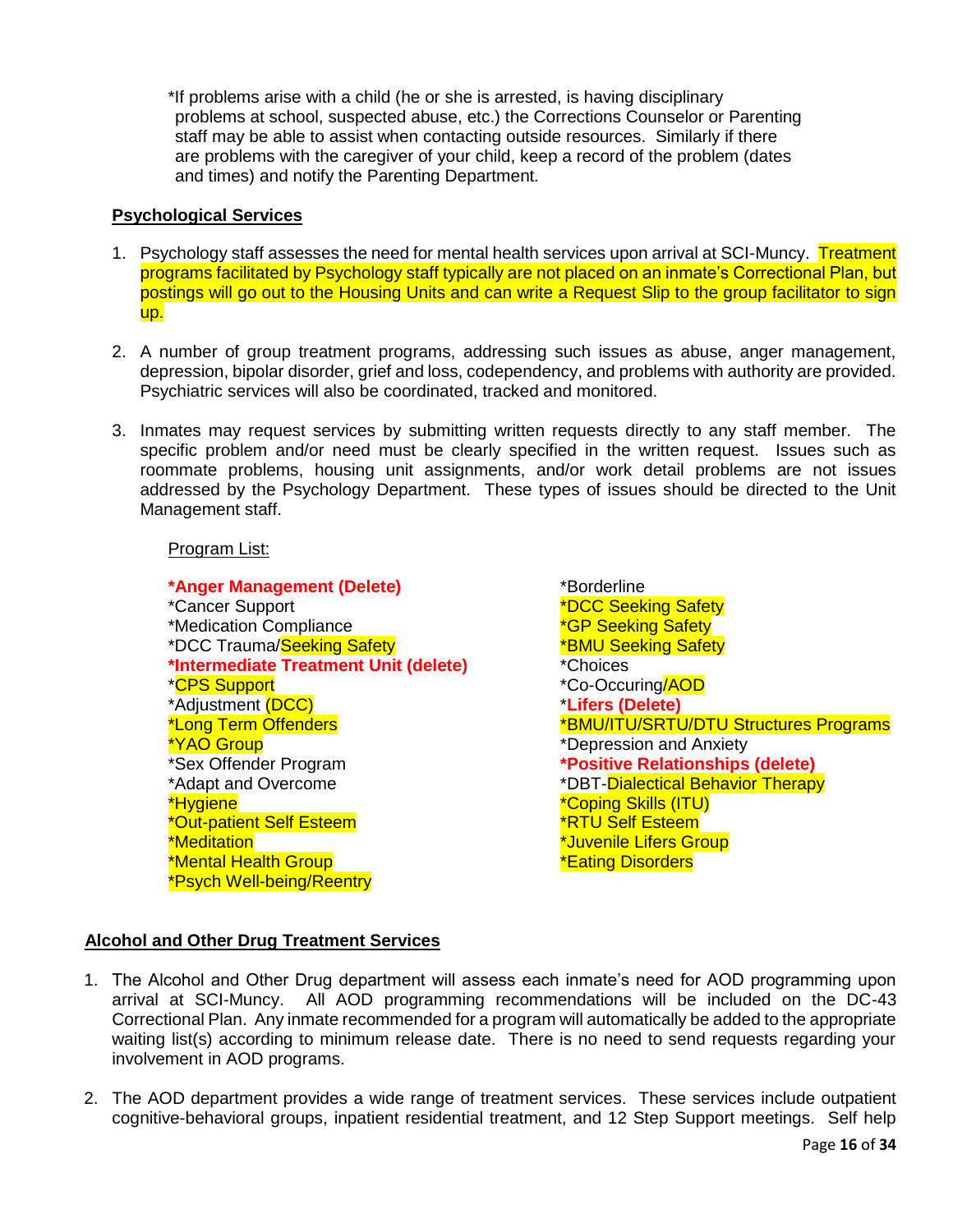*If problems arise with a child (he or she is arrested, is having disciplinary problems at school, suspected abuse, etc.) the Corrections Counselor or Parenting staff may be able to assist when contacting outside resources. Similarly if there are problems with the caregiver of your child, keep a record of the problem (dates and times) and notify the Parenting Department.

**Psychological Services**

1. Psychology staff assesses the need for mental health services upon arrival at SCI-Muncy. Treatment programs facilitated by Psychology staff typically are not placed on an inmate's Correctional Plan, but postings will go out to the Housing Units and can write a Request Slip to the group facilitator to sign up.

2. A number of group treatment programs, addressing such issues as abuse, anger management, depression, bipolar disorder, grief and loss, codependency, and problems with authority are provided. Psychiatric services will also be coordinated, tracked and monitored.

3. Inmates may request services by submitting written requests directly to any staff member. The specific problem and/or need must be clearly specified in the written request. Issues such as roommate problems, housing unit assignments, and/or work detail problems are not issues addressed by the Psychology Department. These types of issues should be directed to the Unit Management staff.

Program List:

**\*Anger Management (Delete)**
*Cancer Support
*Medication Compliance
*DCC Trauma/Seeking Safety
**\*Intermediate Treatment Unit (delete)**
*CPS Support
*Adjustment (DCC)
*Long Term Offenders
*YAO Group
*Sex Offender Program
*Adapt and Overcome
*Hygiene
*Out-patient Self Esteem
*Meditation
*Mental Health Group
*Psych Well-being/Reentry
*Borderline
*DCC Seeking Safety
*GP Seeking Safety
*BMU Seeking Safety
*Choices
*Co-Occuring/AOD
**\*Lifers (Delete)**
*BMU/ITU/SRTU/DTU Structures Programs
*Depression and Anxiety
**\*Positive Relationships (delete)**
*DBT-Dialectical Behavior Therapy
*Coping Skills (ITU)
*RTU Self Esteem
*Juvenile Lifers Group
*Eating Disorders

**Alcohol and Other Drug Treatment Services**

1. The Alcohol and Other Drug department will assess each inmate's need for AOD programming upon arrival at SCI-Muncy. All AOD programming recommendations will be included on the DC-43 Correctional Plan. Any inmate recommended for a program will automatically be added to the appropriate waiting list(s) according to minimum release date. There is no need to send requests regarding your involvement in AOD programs.

2. The AOD department provides a wide range of treatment services. These services include outpatient cognitive-behavioral groups, inpatient residential treatment, and 12 Step Support meetings. Self help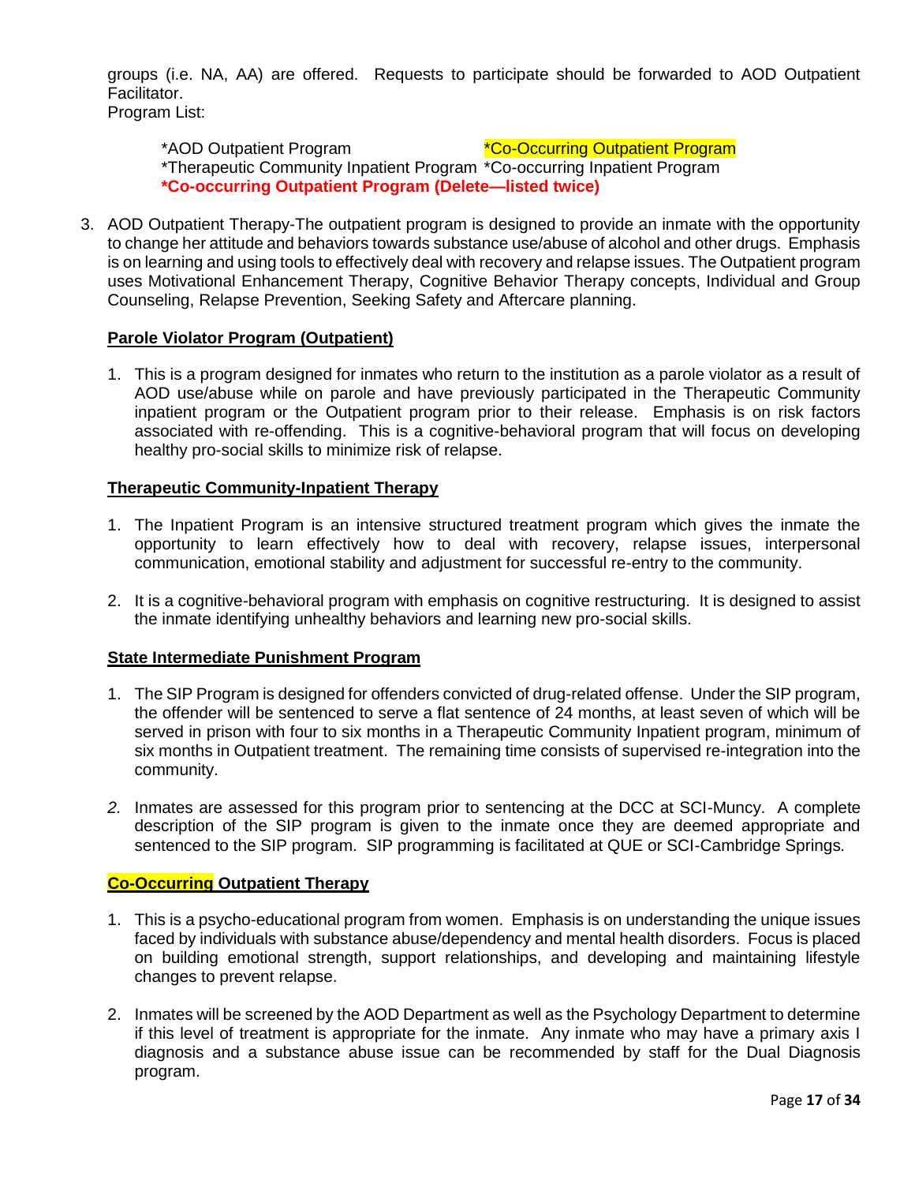groups (i.e. NA, AA) are offered. Requests to participate should be forwarded to AOD Outpatient Facilitator.
Program List:

*AOD Outpatient Program *Co-Occurring Outpatient Program
*Therapeutic Community Inpatient Program *Co-occurring Inpatient Program
**\*Co-occurring Outpatient Program (Delete—listed twice)**

3. AOD Outpatient Therapy-The outpatient program is designed to provide an inmate with the opportunity to change her attitude and behaviors towards substance use/abuse of alcohol and other drugs. Emphasis is on learning and using tools to effectively deal with recovery and relapse issues. The Outpatient program uses Motivational Enhancement Therapy, Cognitive Behavior Therapy concepts, Individual and Group Counseling, Relapse Prevention, Seeking Safety and Aftercare planning.

**Parole Violator Program (Outpatient)**

1. This is a program designed for inmates who return to the institution as a parole violator as a result of AOD use/abuse while on parole and have previously participated in the Therapeutic Community inpatient program or the Outpatient program prior to their release. Emphasis is on risk factors associated with re-offending. This is a cognitive-behavioral program that will focus on developing healthy pro-social skills to minimize risk of relapse.

**Therapeutic Community-Inpatient Therapy**

1. The Inpatient Program is an intensive structured treatment program which gives the inmate the opportunity to learn effectively how to deal with recovery, relapse issues, interpersonal communication, emotional stability and adjustment for successful re-entry to the community.

2. It is a cognitive-behavioral program with emphasis on cognitive restructuring. It is designed to assist the inmate identifying unhealthy behaviors and learning new pro-social skills.

**State Intermediate Punishment Program**

1. The SIP Program is designed for offenders convicted of drug-related offense. Under the SIP program, the offender will be sentenced to serve a flat sentence of 24 months, at least seven of which will be served in prison with four to six months in a Therapeutic Community Inpatient program, minimum of six months in Outpatient treatment. The remaining time consists of supervised re-integration into the community.

2. Inmates are assessed for this program prior to sentencing at the DCC at SCI-Muncy. A complete description of the SIP program is given to the inmate once they are deemed appropriate and sentenced to the SIP program. SIP programming is facilitated at QUE or SCI-Cambridge Springs.

**Co-Occurring Outpatient Therapy**

1. This is a psycho-educational program from women. Emphasis is on understanding the unique issues faced by individuals with substance abuse/dependency and mental health disorders. Focus is placed on building emotional strength, support relationships, and developing and maintaining lifestyle changes to prevent relapse.

2. Inmates will be screened by the AOD Department as well as the Psychology Department to determine if this level of treatment is appropriate for the inmate. Any inmate who may have a primary axis I diagnosis and a substance abuse issue can be recommended by staff for the Dual Diagnosis program.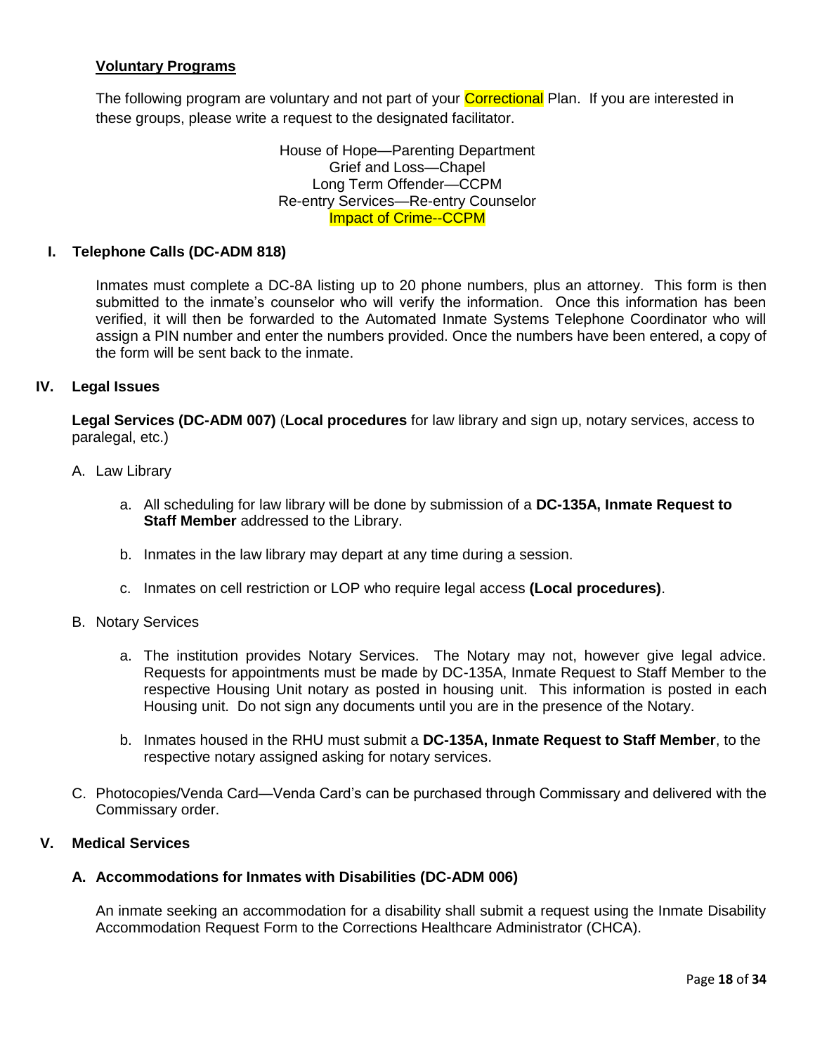**Voluntary Programs**

The following program are voluntary and not part of your Correctional Plan. If you are interested in these groups, please write a request to the designated facilitator.

House of Hope—Parenting Department
Grief and Loss—Chapel
Long Term Offender—CCPM
Re-entry Services—Re-entry Counselor
Impact of Crime--CCPM

## I. Telephone Calls (DC-ADM 818)

Inmates must complete a DC-8A listing up to 20 phone numbers, plus an attorney. This form is then submitted to the inmate's counselor who will verify the information. Once this information has been verified, it will then be forwarded to the Automated Inmate Systems Telephone Coordinator who will assign a PIN number and enter the numbers provided. Once the numbers have been entered, a copy of the form will be sent back to the inmate.

## IV. Legal Issues

**Legal Services (DC-ADM 007)** (**Local procedures** for law library and sign up, notary services, access to paralegal, etc.)

A. Law Library

a. All scheduling for law library will be done by submission of a **DC-135A, Inmate Request to Staff Member** addressed to the Library.

b. Inmates in the law library may depart at any time during a session.

c. Inmates on cell restriction or LOP who require legal access **(Local procedures)**.

B. Notary Services

a. The institution provides Notary Services. The Notary may not, however give legal advice. Requests for appointments must be made by DC-135A, Inmate Request to Staff Member to the respective Housing Unit notary as posted in housing unit. This information is posted in each Housing unit. Do not sign any documents until you are in the presence of the Notary.

b. Inmates housed in the RHU must submit a **DC-135A, Inmate Request to Staff Member**, to the respective notary assigned asking for notary services.

C. Photocopies/Venda Card—Venda Card's can be purchased through Commissary and delivered with the Commissary order.

## V. Medical Services

### A. Accommodations for Inmates with Disabilities (DC-ADM 006)

An inmate seeking an accommodation for a disability shall submit a request using the Inmate Disability Accommodation Request Form to the Corrections Healthcare Administrator (CHCA).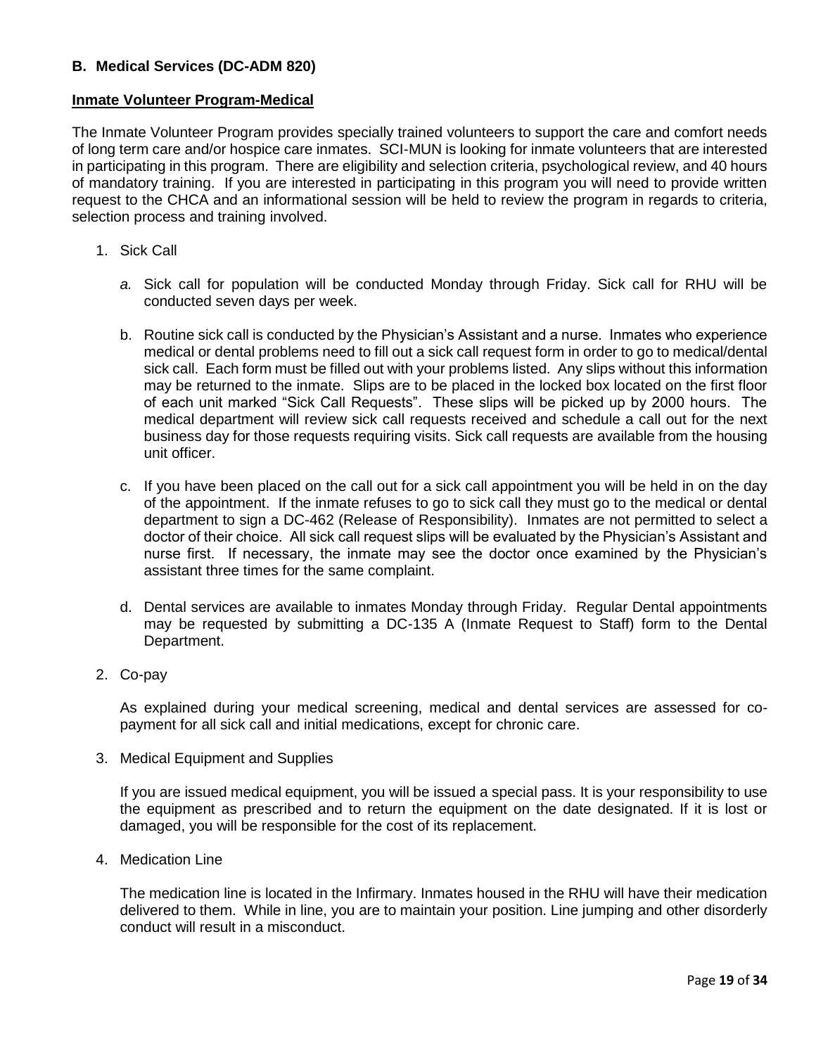## B. Medical Services (DC-ADM 820)

**Inmate Volunteer Program-Medical**

The Inmate Volunteer Program provides specially trained volunteers to support the care and comfort needs of long term care and/or hospice care inmates. SCI-MUN is looking for inmate volunteers that are interested in participating in this program. There are eligibility and selection criteria, psychological review, and 40 hours of mandatory training. If you are interested in participating in this program you will need to provide written request to the CHCA and an informational session will be held to review the program in regards to criteria, selection process and training involved.

1. Sick Call

   *a.* Sick call for population will be conducted Monday through Friday. Sick call for RHU will be conducted seven days per week.

   b. Routine sick call is conducted by the Physician's Assistant and a nurse. Inmates who experience medical or dental problems need to fill out a sick call request form in order to go to medical/dental sick call. Each form must be filled out with your problems listed. Any slips without this information may be returned to the inmate. Slips are to be placed in the locked box located on the first floor of each unit marked "Sick Call Requests". These slips will be picked up by 2000 hours. The medical department will review sick call requests received and schedule a call out for the next business day for those requests requiring visits. Sick call requests are available from the housing unit officer.

   c. If you have been placed on the call out for a sick call appointment you will be held in on the day of the appointment. If the inmate refuses to go to sick call they must go to the medical or dental department to sign a DC-462 (Release of Responsibility). Inmates are not permitted to select a doctor of their choice. All sick call request slips will be evaluated by the Physician's Assistant and nurse first. If necessary, the inmate may see the doctor once examined by the Physician's assistant three times for the same complaint.

   d. Dental services are available to inmates Monday through Friday. Regular Dental appointments may be requested by submitting a DC-135 A (Inmate Request to Staff) form to the Dental Department.

2. Co-pay

   As explained during your medical screening, medical and dental services are assessed for co-payment for all sick call and initial medications, except for chronic care.

3. Medical Equipment and Supplies

   If you are issued medical equipment, you will be issued a special pass. It is your responsibility to use the equipment as prescribed and to return the equipment on the date designated. If it is lost or damaged, you will be responsible for the cost of its replacement.

4. Medication Line

   The medication line is located in the Infirmary. Inmates housed in the RHU will have their medication delivered to them. While in line, you are to maintain your position. Line jumping and other disorderly conduct will result in a misconduct.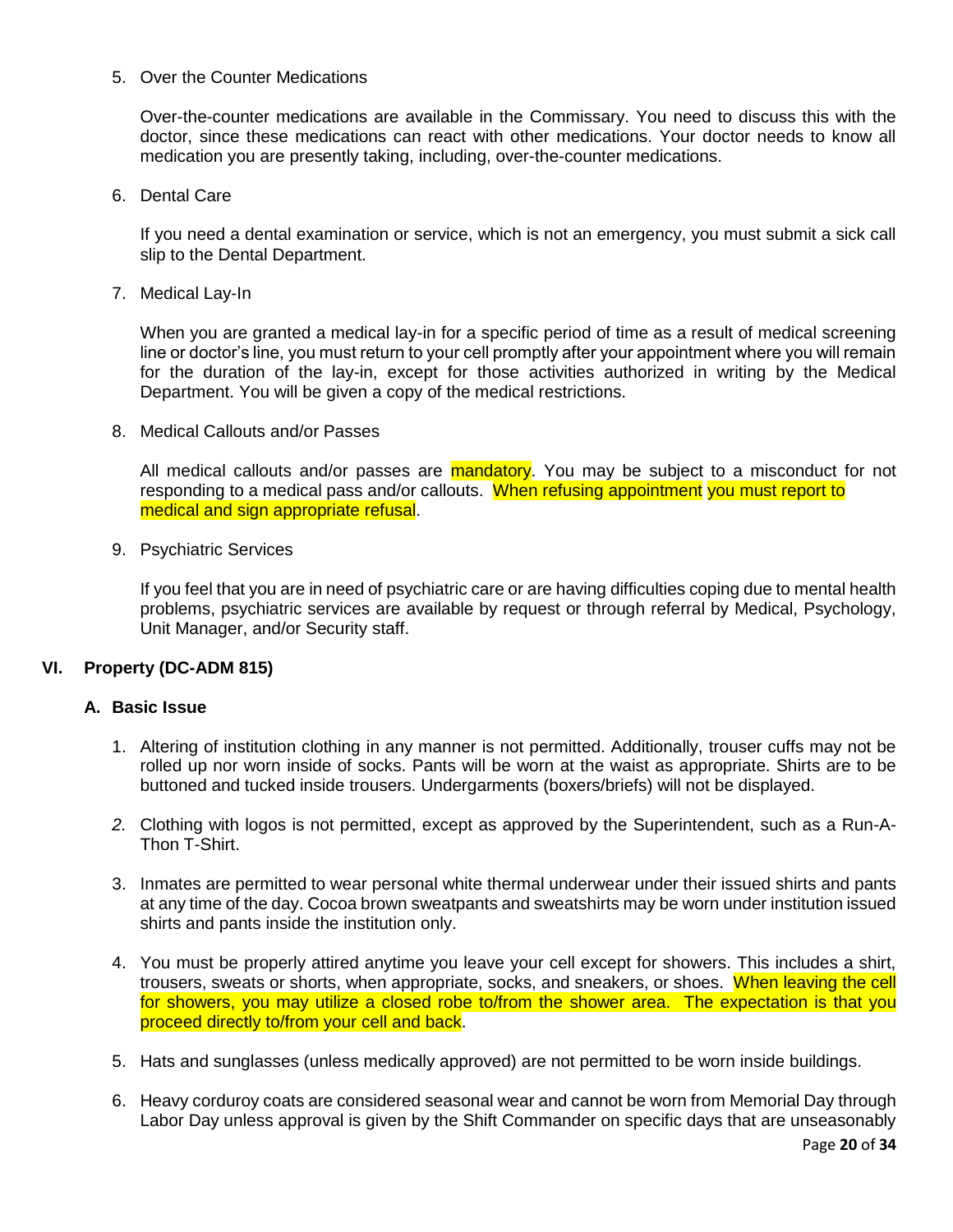5. Over the Counter Medications

   Over-the-counter medications are available in the Commissary. You need to discuss this with the doctor, since these medications can react with other medications. Your doctor needs to know all medication you are presently taking, including, over-the-counter medications.

6. Dental Care

   If you need a dental examination or service, which is not an emergency, you must submit a sick call slip to the Dental Department.

7. Medical Lay-In

   When you are granted a medical lay-in for a specific period of time as a result of medical screening line or doctor's line, you must return to your cell promptly after your appointment where you will remain for the duration of the lay-in, except for those activities authorized in writing by the Medical Department. You will be given a copy of the medical restrictions.

8. Medical Callouts and/or Passes

   All medical callouts and/or passes are mandatory. You may be subject to a misconduct for not responding to a medical pass and/or callouts. When refusing appointment you must report to medical and sign appropriate refusal.

9. Psychiatric Services

   If you feel that you are in need of psychiatric care or are having difficulties coping due to mental health problems, psychiatric services are available by request or through referral by Medical, Psychology, Unit Manager, and/or Security staff.

## VI. Property (DC-ADM 815)

### A. Basic Issue

1. Altering of institution clothing in any manner is not permitted. Additionally, trouser cuffs may not be rolled up nor worn inside of socks. Pants will be worn at the waist as appropriate. Shirts are to be buttoned and tucked inside trousers. Undergarments (boxers/briefs) will not be displayed.

2. Clothing with logos is not permitted, except as approved by the Superintendent, such as a Run-A-Thon T-Shirt.

3. Inmates are permitted to wear personal white thermal underwear under their issued shirts and pants at any time of the day. Cocoa brown sweatpants and sweatshirts may be worn under institution issued shirts and pants inside the institution only.

4. You must be properly attired anytime you leave your cell except for showers. This includes a shirt, trousers, sweats or shorts, when appropriate, socks, and sneakers, or shoes. When leaving the cell for showers, you may utilize a closed robe to/from the shower area. The expectation is that you proceed directly to/from your cell and back.

5. Hats and sunglasses (unless medically approved) are not permitted to be worn inside buildings.

6. Heavy corduroy coats are considered seasonal wear and cannot be worn from Memorial Day through Labor Day unless approval is given by the Shift Commander on specific days that are unseasonably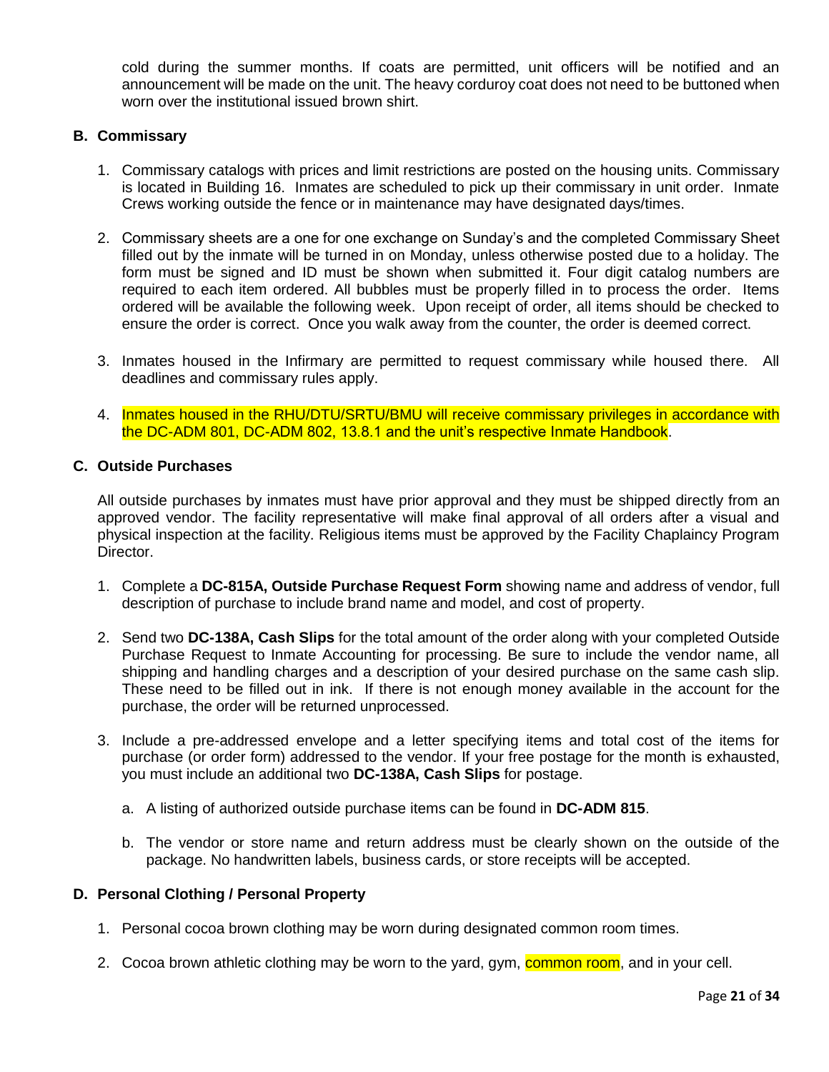cold during the summer months. If coats are permitted, unit officers will be notified and an announcement will be made on the unit. The heavy corduroy coat does not need to be buttoned when worn over the institutional issued brown shirt.

**B. Commissary**

1. Commissary catalogs with prices and limit restrictions are posted on the housing units. Commissary is located in Building 16. Inmates are scheduled to pick up their commissary in unit order. Inmate Crews working outside the fence or in maintenance may have designated days/times.

2. Commissary sheets are a one for one exchange on Sunday's and the completed Commissary Sheet filled out by the inmate will be turned in on Monday, unless otherwise posted due to a holiday. The form must be signed and ID must be shown when submitted it. Four digit catalog numbers are required to each item ordered. All bubbles must be properly filled in to process the order. Items ordered will be available the following week. Upon receipt of order, all items should be checked to ensure the order is correct. Once you walk away from the counter, the order is deemed correct.

3. Inmates housed in the Infirmary are permitted to request commissary while housed there. All deadlines and commissary rules apply.

4. Inmates housed in the RHU/DTU/SRTU/BMU will receive commissary privileges in accordance with the DC-ADM 801, DC-ADM 802, 13.8.1 and the unit's respective Inmate Handbook.

**C. Outside Purchases**

All outside purchases by inmates must have prior approval and they must be shipped directly from an approved vendor. The facility representative will make final approval of all orders after a visual and physical inspection at the facility. Religious items must be approved by the Facility Chaplaincy Program Director.

1. Complete a **DC-815A, Outside Purchase Request Form** showing name and address of vendor, full description of purchase to include brand name and model, and cost of property.

2. Send two **DC-138A, Cash Slips** for the total amount of the order along with your completed Outside Purchase Request to Inmate Accounting for processing. Be sure to include the vendor name, all shipping and handling charges and a description of your desired purchase on the same cash slip. These need to be filled out in ink. If there is not enough money available in the account for the purchase, the order will be returned unprocessed.

3. Include a pre-addressed envelope and a letter specifying items and total cost of the items for purchase (or order form) addressed to the vendor. If your free postage for the month is exhausted, you must include an additional two **DC-138A, Cash Slips** for postage.

   a. A listing of authorized outside purchase items can be found in **DC-ADM 815**.

   b. The vendor or store name and return address must be clearly shown on the outside of the package. No handwritten labels, business cards, or store receipts will be accepted.

**D. Personal Clothing / Personal Property**

1. Personal cocoa brown clothing may be worn during designated common room times.

2. Cocoa brown athletic clothing may be worn to the yard, gym, common room, and in your cell.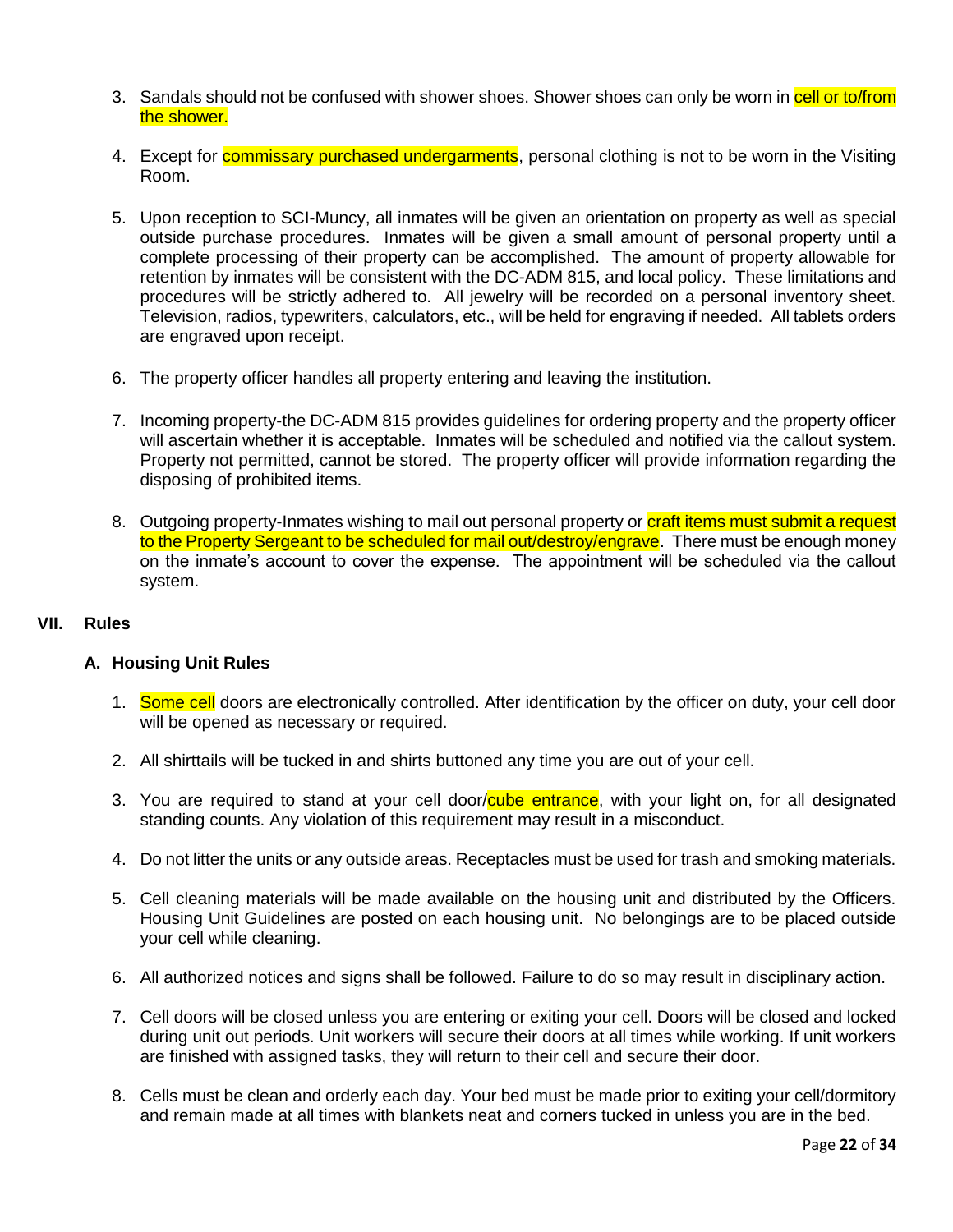3. Sandals should not be confused with shower shoes. Shower shoes can only be worn in cell or to/from the shower.

4. Except for commissary purchased undergarments, personal clothing is not to be worn in the Visiting Room.

5. Upon reception to SCI-Muncy, all inmates will be given an orientation on property as well as special outside purchase procedures. Inmates will be given a small amount of personal property until a complete processing of their property can be accomplished. The amount of property allowable for retention by inmates will be consistent with the DC-ADM 815, and local policy. These limitations and procedures will be strictly adhered to. All jewelry will be recorded on a personal inventory sheet. Television, radios, typewriters, calculators, etc., will be held for engraving if needed. All tablets orders are engraved upon receipt.

6. The property officer handles all property entering and leaving the institution.

7. Incoming property-the DC-ADM 815 provides guidelines for ordering property and the property officer will ascertain whether it is acceptable. Inmates will be scheduled and notified via the callout system. Property not permitted, cannot be stored. The property officer will provide information regarding the disposing of prohibited items.

8. Outgoing property-Inmates wishing to mail out personal property or craft items must submit a request to the Property Sergeant to be scheduled for mail out/destroy/engrave. There must be enough money on the inmate's account to cover the expense. The appointment will be scheduled via the callout system.

## VII. Rules

### A. Housing Unit Rules

1. Some cell doors are electronically controlled. After identification by the officer on duty, your cell door will be opened as necessary or required.

2. All shirttails will be tucked in and shirts buttoned any time you are out of your cell.

3. You are required to stand at your cell door/cube entrance, with your light on, for all designated standing counts. Any violation of this requirement may result in a misconduct.

4. Do not litter the units or any outside areas. Receptacles must be used for trash and smoking materials.

5. Cell cleaning materials will be made available on the housing unit and distributed by the Officers. Housing Unit Guidelines are posted on each housing unit. No belongings are to be placed outside your cell while cleaning.

6. All authorized notices and signs shall be followed. Failure to do so may result in disciplinary action.

7. Cell doors will be closed unless you are entering or exiting your cell. Doors will be closed and locked during unit out periods. Unit workers will secure their doors at all times while working. If unit workers are finished with assigned tasks, they will return to their cell and secure their door.

8. Cells must be clean and orderly each day. Your bed must be made prior to exiting your cell/dormitory and remain made at all times with blankets neat and corners tucked in unless you are in the bed.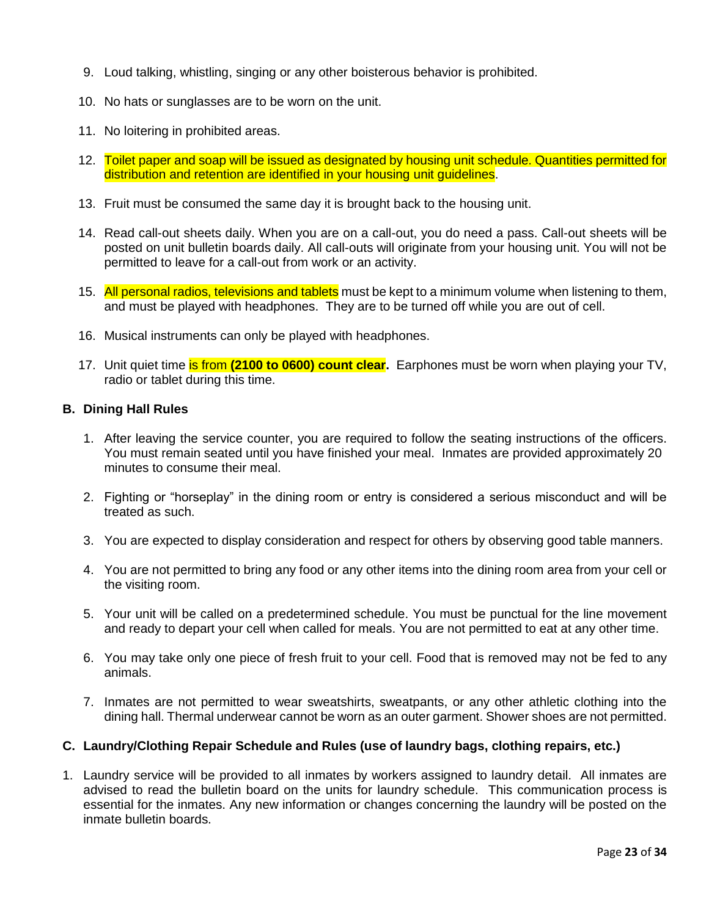9. Loud talking, whistling, singing or any other boisterous behavior is prohibited.

10. No hats or sunglasses are to be worn on the unit.

11. No loitering in prohibited areas.

12. Toilet paper and soap will be issued as designated by housing unit schedule. Quantities permitted for distribution and retention are identified in your housing unit guidelines.

13. Fruit must be consumed the same day it is brought back to the housing unit.

14. Read call-out sheets daily. When you are on a call-out, you do need a pass. Call-out sheets will be posted on unit bulletin boards daily. All call-outs will originate from your housing unit. You will not be permitted to leave for a call-out from work or an activity.

15. All personal radios, televisions and tablets must be kept to a minimum volume when listening to them, and must be played with headphones. They are to be turned off while you are out of cell.

16. Musical instruments can only be played with headphones.

17. Unit quiet time is from **(2100 to 0600) count clear.** Earphones must be worn when playing your TV, radio or tablet during this time.

**B. Dining Hall Rules**

1. After leaving the service counter, you are required to follow the seating instructions of the officers. You must remain seated until you have finished your meal. Inmates are provided approximately 20 minutes to consume their meal.

2. Fighting or "horseplay" in the dining room or entry is considered a serious misconduct and will be treated as such.

3. You are expected to display consideration and respect for others by observing good table manners.

4. You are not permitted to bring any food or any other items into the dining room area from your cell or the visiting room.

5. Your unit will be called on a predetermined schedule. You must be punctual for the line movement and ready to depart your cell when called for meals. You are not permitted to eat at any other time.

6. You may take only one piece of fresh fruit to your cell. Food that is removed may not be fed to any animals.

7. Inmates are not permitted to wear sweatshirts, sweatpants, or any other athletic clothing into the dining hall. Thermal underwear cannot be worn as an outer garment. Shower shoes are not permitted.

**C. Laundry/Clothing Repair Schedule and Rules (use of laundry bags, clothing repairs, etc.)**

1. Laundry service will be provided to all inmates by workers assigned to laundry detail. All inmates are advised to read the bulletin board on the units for laundry schedule. This communication process is essential for the inmates. Any new information or changes concerning the laundry will be posted on the inmate bulletin boards.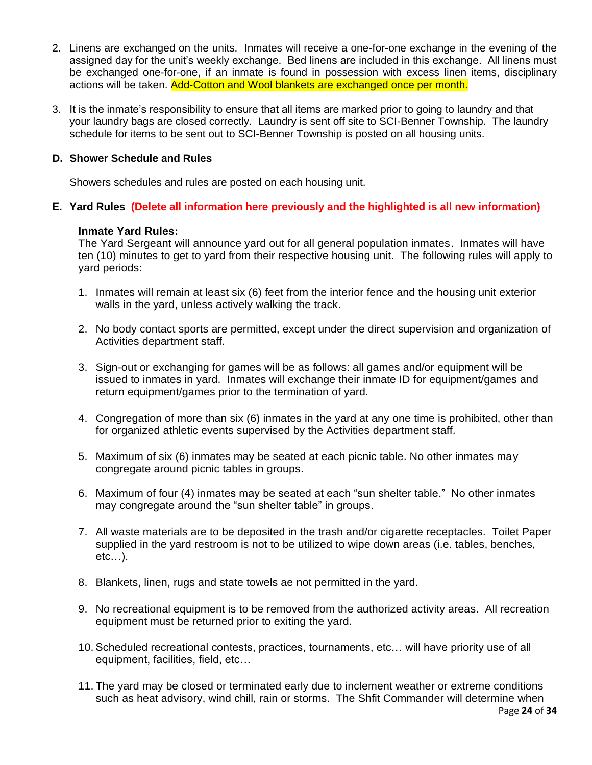2. Linens are exchanged on the units. Inmates will receive a one-for-one exchange in the evening of the assigned day for the unit's weekly exchange. Bed linens are included in this exchange. All linens must be exchanged one-for-one, if an inmate is found in possession with excess linen items, disciplinary actions will be taken. Add-Cotton and Wool blankets are exchanged once per month.

3. It is the inmate's responsibility to ensure that all items are marked prior to going to laundry and that your laundry bags are closed correctly. Laundry is sent off site to SCI-Benner Township. The laundry schedule for items to be sent out to SCI-Benner Township is posted on all housing units.

**D. Shower Schedule and Rules**

Showers schedules and rules are posted on each housing unit.

**E. Yard Rules (Delete all information here previously and the highlighted is all new information)**

**Inmate Yard Rules:**

The Yard Sergeant will announce yard out for all general population inmates. Inmates will have ten (10) minutes to get to yard from their respective housing unit. The following rules will apply to yard periods:

1. Inmates will remain at least six (6) feet from the interior fence and the housing unit exterior walls in the yard, unless actively walking the track.

2. No body contact sports are permitted, except under the direct supervision and organization of Activities department staff.

3. Sign-out or exchanging for games will be as follows: all games and/or equipment will be issued to inmates in yard. Inmates will exchange their inmate ID for equipment/games and return equipment/games prior to the termination of yard.

4. Congregation of more than six (6) inmates in the yard at any one time is prohibited, other than for organized athletic events supervised by the Activities department staff.

5. Maximum of six (6) inmates may be seated at each picnic table. No other inmates may congregate around picnic tables in groups.

6. Maximum of four (4) inmates may be seated at each "sun shelter table." No other inmates may congregate around the "sun shelter table" in groups.

7. All waste materials are to be deposited in the trash and/or cigarette receptacles. Toilet Paper supplied in the yard restroom is not to be utilized to wipe down areas (i.e. tables, benches, etc…).

8. Blankets, linen, rugs and state towels ae not permitted in the yard.

9. No recreational equipment is to be removed from the authorized activity areas. All recreation equipment must be returned prior to exiting the yard.

10. Scheduled recreational contests, practices, tournaments, etc… will have priority use of all equipment, facilities, field, etc…

11. The yard may be closed or terminated early due to inclement weather or extreme conditions such as heat advisory, wind chill, rain or storms. The Shfit Commander will determine when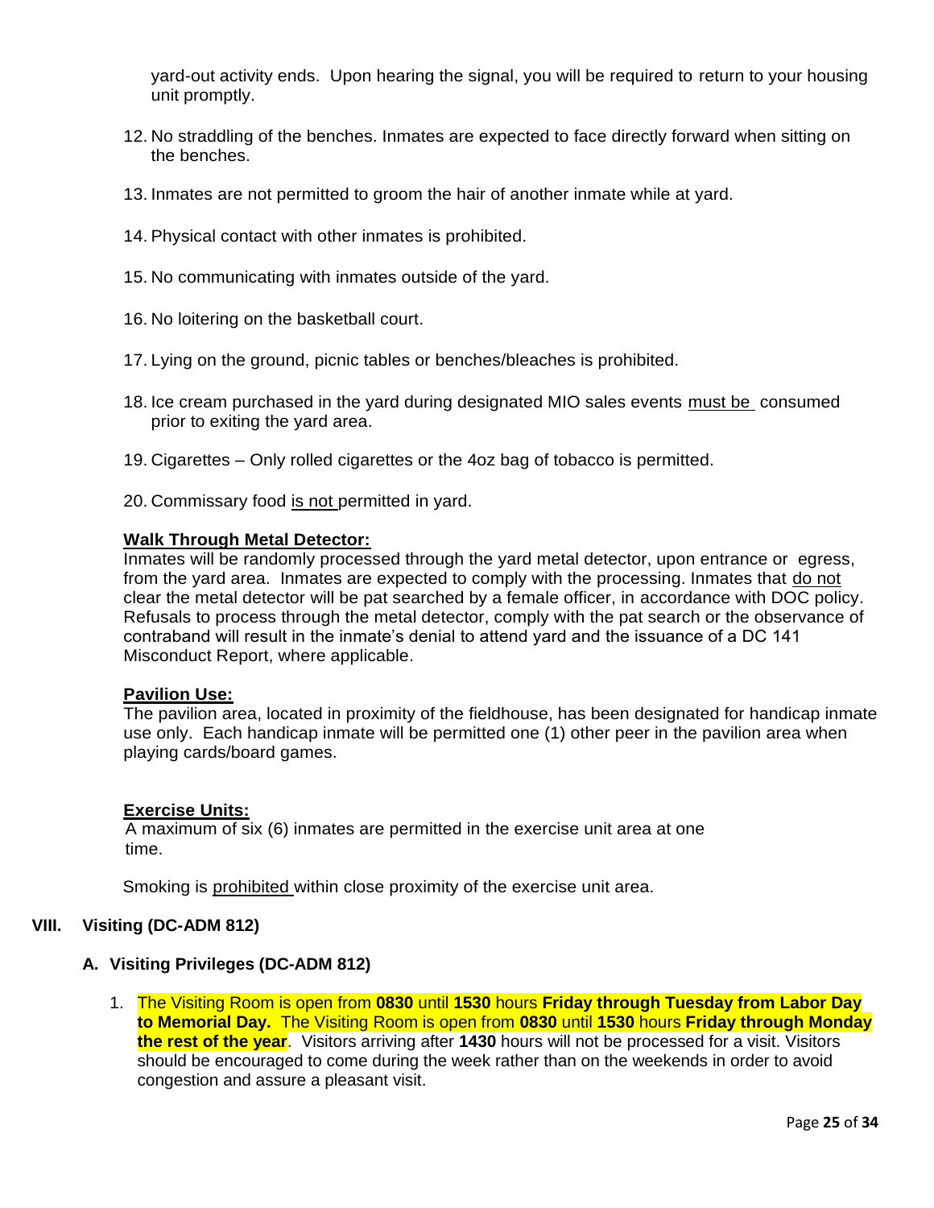yard-out activity ends. Upon hearing the signal, you will be required to return to your housing unit promptly.

12. No straddling of the benches. Inmates are expected to face directly forward when sitting on the benches.
13. Inmates are not permitted to groom the hair of another inmate while at yard.
14. Physical contact with other inmates is prohibited.
15. No communicating with inmates outside of the yard.
16. No loitering on the basketball court.
17. Lying on the ground, picnic tables or benches/bleaches is prohibited.
18. Ice cream purchased in the yard during designated MIO sales events <u>must be</u> consumed prior to exiting the yard area.
19. Cigarettes – Only rolled cigarettes or the 4oz bag of tobacco is permitted.
20. Commissary food <u>is not</u> permitted in yard.

**<u>Walk Through Metal Detector:</u>**
Inmates will be randomly processed through the yard metal detector, upon entrance or egress, from the yard area. Inmates are expected to comply with the processing. Inmates that <u>do not</u> clear the metal detector will be pat searched by a female officer, in accordance with DOC policy. Refusals to process through the metal detector, comply with the pat search or the observance of contraband will result in the inmate's denial to attend yard and the issuance of a DC 141 Misconduct Report, where applicable.

**<u>Pavilion Use:</u>**
The pavilion area, located in proximity of the fieldhouse, has been designated for handicap inmate use only. Each handicap inmate will be permitted one (1) other peer in the pavilion area when playing cards/board games.

**<u>Exercise Units:</u>**
A maximum of six (6) inmates are permitted in the exercise unit area at one time.

Smoking is <u>prohibited</u> within close proximity of the exercise unit area.

## VIII. Visiting (DC-ADM 812)

### A. Visiting Privileges (DC-ADM 812)

1. The Visiting Room is open from **0830** until **1530** hours **Friday through Tuesday from Labor Day to Memorial Day.** The Visiting Room is open from **0830** until **1530** hours **Friday through Monday the rest of the year**. Visitors arriving after **1430** hours will not be processed for a visit. Visitors should be encouraged to come during the week rather than on the weekends in order to avoid congestion and assure a pleasant visit.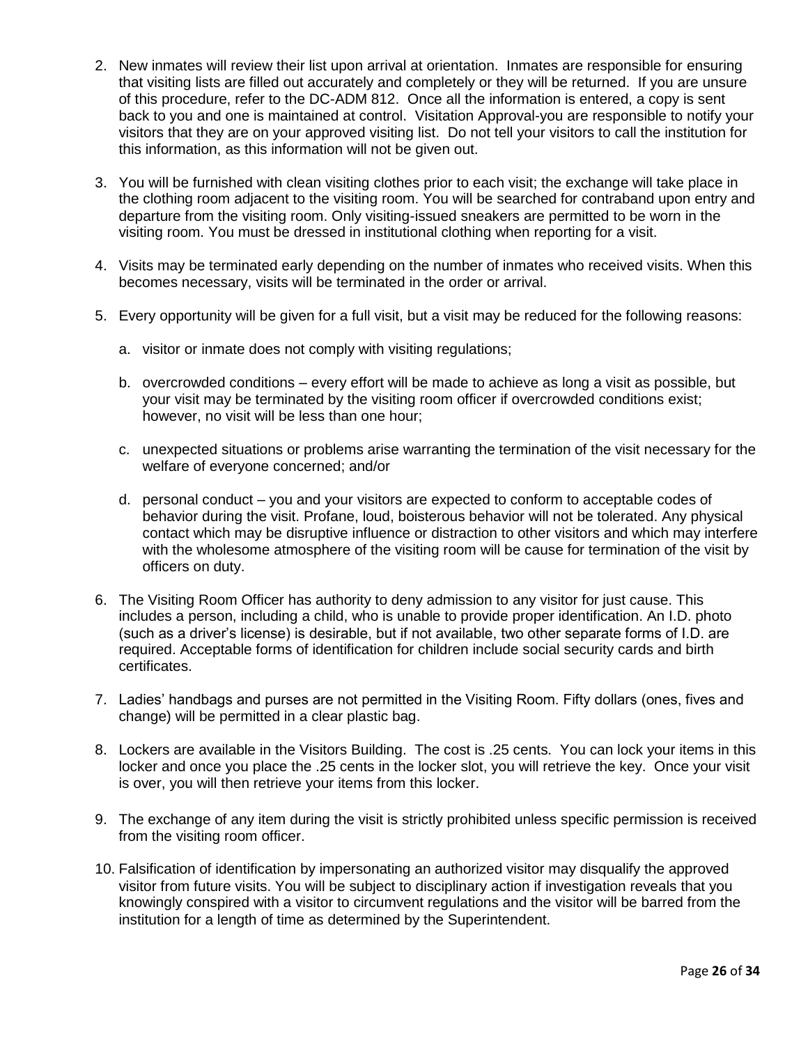2. New inmates will review their list upon arrival at orientation. Inmates are responsible for ensuring that visiting lists are filled out accurately and completely or they will be returned. If you are unsure of this procedure, refer to the DC-ADM 812. Once all the information is entered, a copy is sent back to you and one is maintained at control. Visitation Approval-you are responsible to notify your visitors that they are on your approved visiting list. Do not tell your visitors to call the institution for this information, as this information will not be given out.

3. You will be furnished with clean visiting clothes prior to each visit; the exchange will take place in the clothing room adjacent to the visiting room. You will be searched for contraband upon entry and departure from the visiting room. Only visiting-issued sneakers are permitted to be worn in the visiting room. You must be dressed in institutional clothing when reporting for a visit.

4. Visits may be terminated early depending on the number of inmates who received visits. When this becomes necessary, visits will be terminated in the order or arrival.

5. Every opportunity will be given for a full visit, but a visit may be reduced for the following reasons:

   a. visitor or inmate does not comply with visiting regulations;

   b. overcrowded conditions – every effort will be made to achieve as long a visit as possible, but your visit may be terminated by the visiting room officer if overcrowded conditions exist; however, no visit will be less than one hour;

   c. unexpected situations or problems arise warranting the termination of the visit necessary for the welfare of everyone concerned; and/or

   d. personal conduct – you and your visitors are expected to conform to acceptable codes of behavior during the visit. Profane, loud, boisterous behavior will not be tolerated. Any physical contact which may be disruptive influence or distraction to other visitors and which may interfere with the wholesome atmosphere of the visiting room will be cause for termination of the visit by officers on duty.

6. The Visiting Room Officer has authority to deny admission to any visitor for just cause. This includes a person, including a child, who is unable to provide proper identification. An I.D. photo (such as a driver's license) is desirable, but if not available, two other separate forms of I.D. are required. Acceptable forms of identification for children include social security cards and birth certificates.

7. Ladies' handbags and purses are not permitted in the Visiting Room. Fifty dollars (ones, fives and change) will be permitted in a clear plastic bag.

8. Lockers are available in the Visitors Building. The cost is .25 cents. You can lock your items in this locker and once you place the .25 cents in the locker slot, you will retrieve the key. Once your visit is over, you will then retrieve your items from this locker.

9. The exchange of any item during the visit is strictly prohibited unless specific permission is received from the visiting room officer.

10. Falsification of identification by impersonating an authorized visitor may disqualify the approved visitor from future visits. You will be subject to disciplinary action if investigation reveals that you knowingly conspired with a visitor to circumvent regulations and the visitor will be barred from the institution for a length of time as determined by the Superintendent.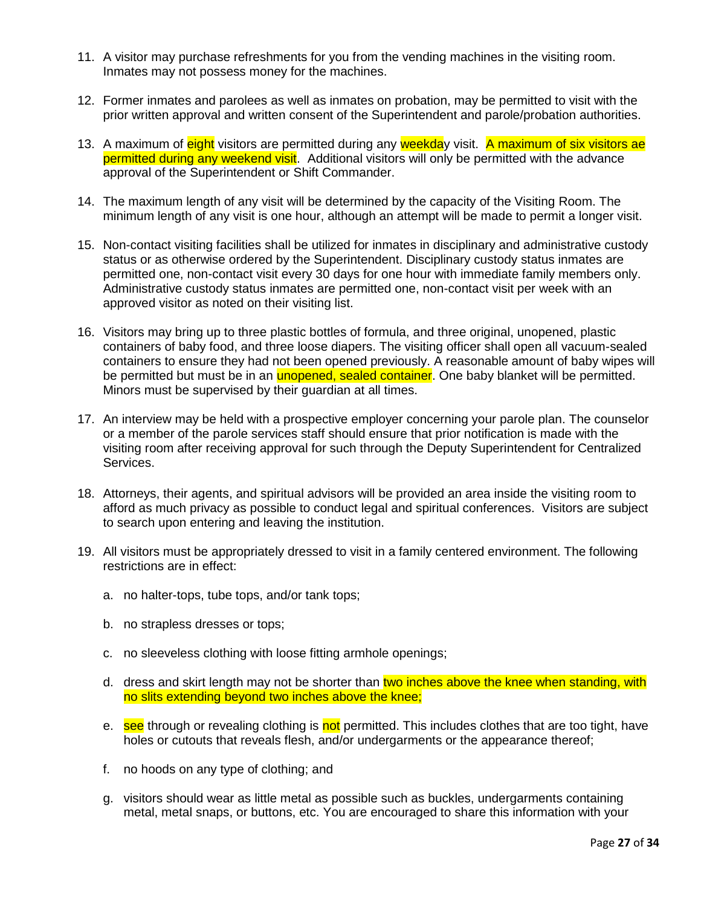11. A visitor may purchase refreshments for you from the vending machines in the visiting room. Inmates may not possess money for the machines.

12. Former inmates and parolees as well as inmates on probation, may be permitted to visit with the prior written approval and written consent of the Superintendent and parole/probation authorities.

13. A maximum of eight visitors are permitted during any weekday visit. A maximum of six visitors ae permitted during any weekend visit. Additional visitors will only be permitted with the advance approval of the Superintendent or Shift Commander.

14. The maximum length of any visit will be determined by the capacity of the Visiting Room. The minimum length of any visit is one hour, although an attempt will be made to permit a longer visit.

15. Non-contact visiting facilities shall be utilized for inmates in disciplinary and administrative custody status or as otherwise ordered by the Superintendent. Disciplinary custody status inmates are permitted one, non-contact visit every 30 days for one hour with immediate family members only. Administrative custody status inmates are permitted one, non-contact visit per week with an approved visitor as noted on their visiting list.

16. Visitors may bring up to three plastic bottles of formula, and three original, unopened, plastic containers of baby food, and three loose diapers. The visiting officer shall open all vacuum-sealed containers to ensure they had not been opened previously. A reasonable amount of baby wipes will be permitted but must be in an unopened, sealed container. One baby blanket will be permitted. Minors must be supervised by their guardian at all times.

17. An interview may be held with a prospective employer concerning your parole plan. The counselor or a member of the parole services staff should ensure that prior notification is made with the visiting room after receiving approval for such through the Deputy Superintendent for Centralized Services.

18. Attorneys, their agents, and spiritual advisors will be provided an area inside the visiting room to afford as much privacy as possible to conduct legal and spiritual conferences. Visitors are subject to search upon entering and leaving the institution.

19. All visitors must be appropriately dressed to visit in a family centered environment. The following restrictions are in effect:

    a. no halter-tops, tube tops, and/or tank tops;

    b. no strapless dresses or tops;

    c. no sleeveless clothing with loose fitting armhole openings;

    d. dress and skirt length may not be shorter than two inches above the knee when standing, with no slits extending beyond two inches above the knee;

    e. see through or revealing clothing is not permitted. This includes clothes that are too tight, have holes or cutouts that reveals flesh, and/or undergarments or the appearance thereof;

    f. no hoods on any type of clothing; and

    g. visitors should wear as little metal as possible such as buckles, undergarments containing metal, metal snaps, or buttons, etc. You are encouraged to share this information with your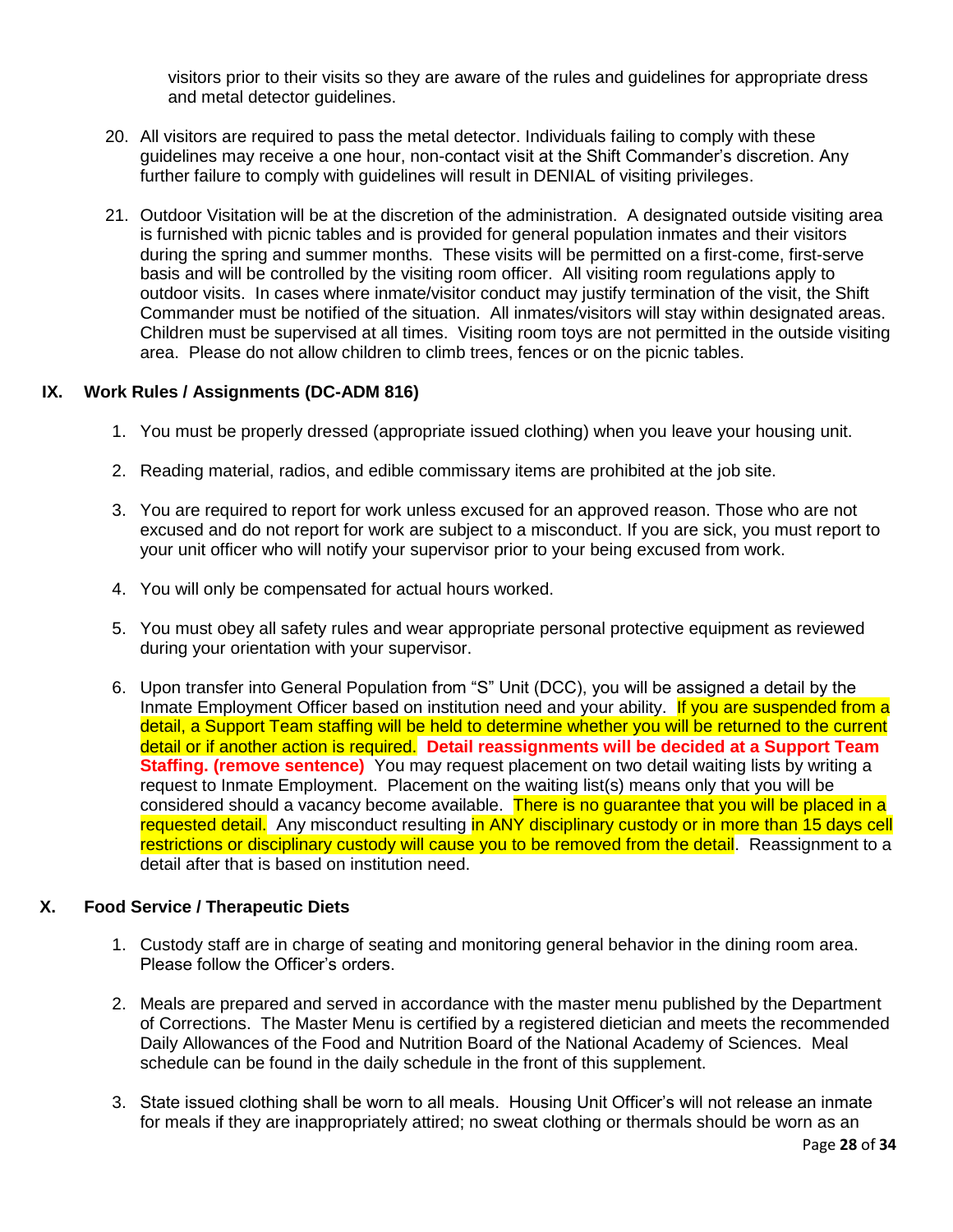visitors prior to their visits so they are aware of the rules and guidelines for appropriate dress and metal detector guidelines.

20. All visitors are required to pass the metal detector. Individuals failing to comply with these guidelines may receive a one hour, non-contact visit at the Shift Commander's discretion. Any further failure to comply with guidelines will result in DENIAL of visiting privileges.

21. Outdoor Visitation will be at the discretion of the administration. A designated outside visiting area is furnished with picnic tables and is provided for general population inmates and their visitors during the spring and summer months. These visits will be permitted on a first-come, first-serve basis and will be controlled by the visiting room officer. All visiting room regulations apply to outdoor visits. In cases where inmate/visitor conduct may justify termination of the visit, the Shift Commander must be notified of the situation. All inmates/visitors will stay within designated areas. Children must be supervised at all times. Visiting room toys are not permitted in the outside visiting area. Please do not allow children to climb trees, fences or on the picnic tables.

## IX. Work Rules / Assignments (DC-ADM 816)

1. You must be properly dressed (appropriate issued clothing) when you leave your housing unit.

2. Reading material, radios, and edible commissary items are prohibited at the job site.

3. You are required to report for work unless excused for an approved reason. Those who are not excused and do not report for work are subject to a misconduct. If you are sick, you must report to your unit officer who will notify your supervisor prior to your being excused from work.

4. You will only be compensated for actual hours worked.

5. You must obey all safety rules and wear appropriate personal protective equipment as reviewed during your orientation with your supervisor.

6. Upon transfer into General Population from "S" Unit (DCC), you will be assigned a detail by the Inmate Employment Officer based on institution need and your ability. If you are suspended from a detail, a Support Team staffing will be held to determine whether you will be returned to the current detail or if another action is required. **Detail reassignments will be decided at a Support Team Staffing. (remove sentence)** You may request placement on two detail waiting lists by writing a request to Inmate Employment. Placement on the waiting list(s) means only that you will be considered should a vacancy become available. There is no guarantee that you will be placed in a requested detail. Any misconduct resulting in ANY disciplinary custody or in more than 15 days cell restrictions or disciplinary custody will cause you to be removed from the detail. Reassignment to a detail after that is based on institution need.

## X. Food Service / Therapeutic Diets

1. Custody staff are in charge of seating and monitoring general behavior in the dining room area. Please follow the Officer's orders.

2. Meals are prepared and served in accordance with the master menu published by the Department of Corrections. The Master Menu is certified by a registered dietician and meets the recommended Daily Allowances of the Food and Nutrition Board of the National Academy of Sciences. Meal schedule can be found in the daily schedule in the front of this supplement.

3. State issued clothing shall be worn to all meals. Housing Unit Officer's will not release an inmate for meals if they are inappropriately attired; no sweat clothing or thermals should be worn as an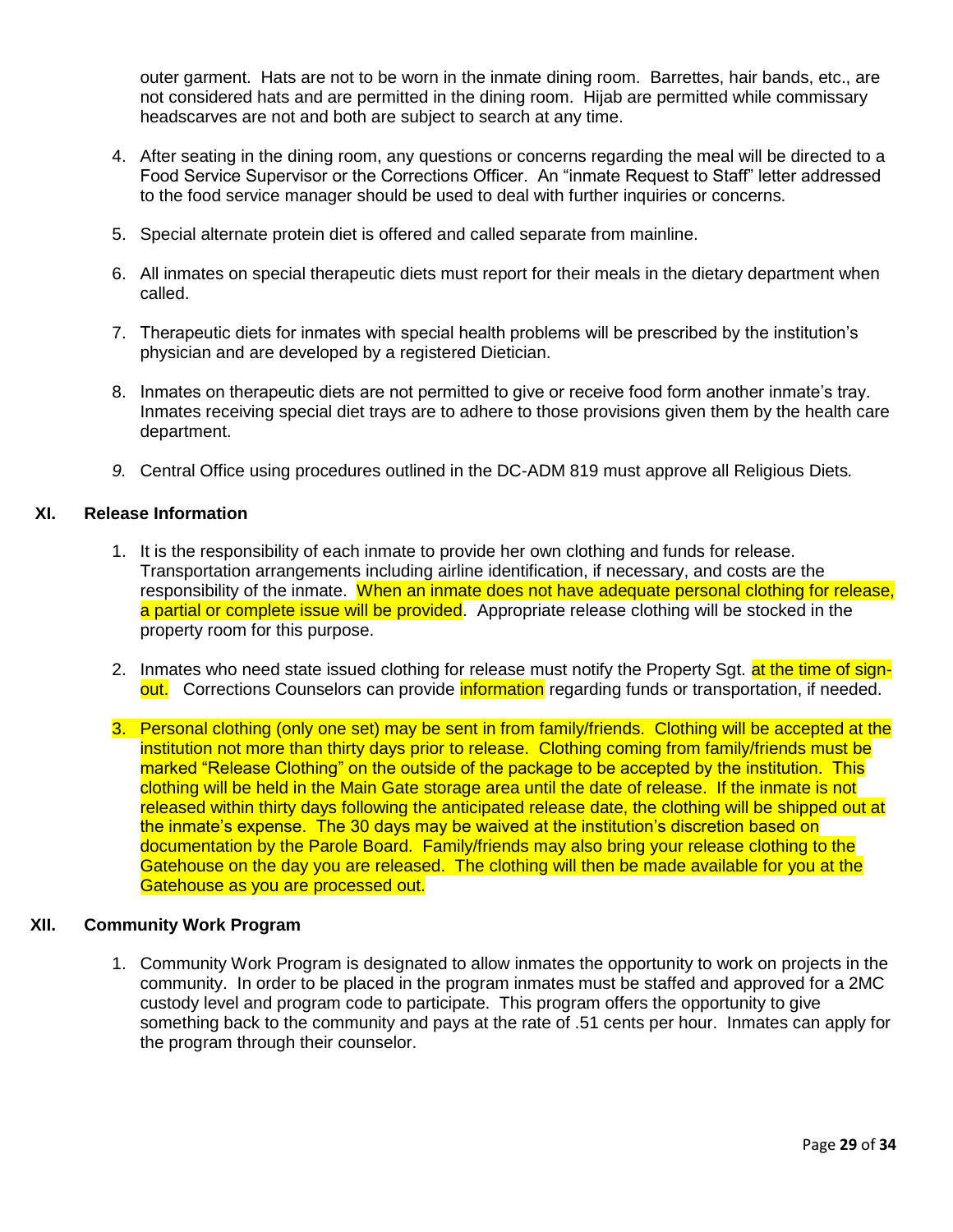outer garment. Hats are not to be worn in the inmate dining room. Barrettes, hair bands, etc., are not considered hats and are permitted in the dining room. Hijab are permitted while commissary headscarves are not and both are subject to search at any time.

4. After seating in the dining room, any questions or concerns regarding the meal will be directed to a Food Service Supervisor or the Corrections Officer. An "inmate Request to Staff" letter addressed to the food service manager should be used to deal with further inquiries or concerns.

5. Special alternate protein diet is offered and called separate from mainline.

6. All inmates on special therapeutic diets must report for their meals in the dietary department when called.

7. Therapeutic diets for inmates with special health problems will be prescribed by the institution's physician and are developed by a registered Dietician.

8. Inmates on therapeutic diets are not permitted to give or receive food form another inmate's tray. Inmates receiving special diet trays are to adhere to those provisions given them by the health care department.

9. Central Office using procedures outlined in the DC-ADM 819 must approve all Religious Diets.

## XI. Release Information

1. It is the responsibility of each inmate to provide her own clothing and funds for release. Transportation arrangements including airline identification, if necessary, and costs are the responsibility of the inmate. When an inmate does not have adequate personal clothing for release, a partial or complete issue will be provided. Appropriate release clothing will be stocked in the property room for this purpose.

2. Inmates who need state issued clothing for release must notify the Property Sgt. at the time of sign-out. Corrections Counselors can provide information regarding funds or transportation, if needed.

3. Personal clothing (only one set) may be sent in from family/friends. Clothing will be accepted at the institution not more than thirty days prior to release. Clothing coming from family/friends must be marked "Release Clothing" on the outside of the package to be accepted by the institution. This clothing will be held in the Main Gate storage area until the date of release. If the inmate is not released within thirty days following the anticipated release date, the clothing will be shipped out at the inmate's expense. The 30 days may be waived at the institution's discretion based on documentation by the Parole Board. Family/friends may also bring your release clothing to the Gatehouse on the day you are released. The clothing will then be made available for you at the Gatehouse as you are processed out.

## XII. Community Work Program

1. Community Work Program is designated to allow inmates the opportunity to work on projects in the community. In order to be placed in the program inmates must be staffed and approved for a 2MC custody level and program code to participate. This program offers the opportunity to give something back to the community and pays at the rate of .51 cents per hour. Inmates can apply for the program through their counselor.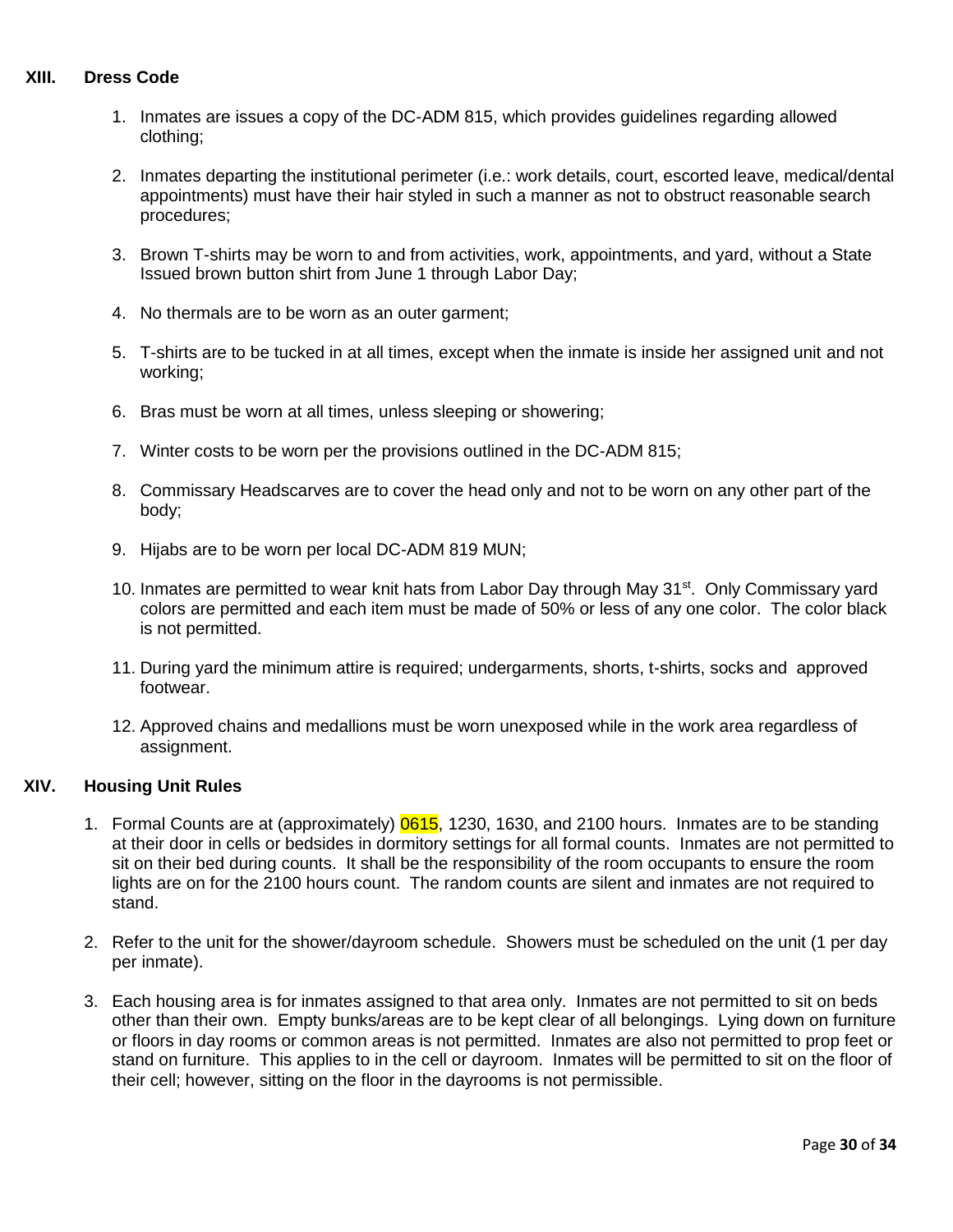## XIII. Dress Code

1. Inmates are issues a copy of the DC-ADM 815, which provides guidelines regarding allowed clothing;

2. Inmates departing the institutional perimeter (i.e.: work details, court, escorted leave, medical/dental appointments) must have their hair styled in such a manner as not to obstruct reasonable search procedures;

3. Brown T-shirts may be worn to and from activities, work, appointments, and yard, without a State Issued brown button shirt from June 1 through Labor Day;

4. No thermals are to be worn as an outer garment;

5. T-shirts are to be tucked in at all times, except when the inmate is inside her assigned unit and not working;

6. Bras must be worn at all times, unless sleeping or showering;

7. Winter costs to be worn per the provisions outlined in the DC-ADM 815;

8. Commissary Headscarves are to cover the head only and not to be worn on any other part of the body;

9. Hijabs are to be worn per local DC-ADM 819 MUN;

10. Inmates are permitted to wear knit hats from Labor Day through May 31st. Only Commissary yard colors are permitted and each item must be made of 50% or less of any one color. The color black is not permitted.

11. During yard the minimum attire is required; undergarments, shorts, t-shirts, socks and approved footwear.

12. Approved chains and medallions must be worn unexposed while in the work area regardless of assignment.

## XIV. Housing Unit Rules

1. Formal Counts are at (approximately) 0615, 1230, 1630, and 2100 hours. Inmates are to be standing at their door in cells or bedsides in dormitory settings for all formal counts. Inmates are not permitted to sit on their bed during counts. It shall be the responsibility of the room occupants to ensure the room lights are on for the 2100 hours count. The random counts are silent and inmates are not required to stand.

2. Refer to the unit for the shower/dayroom schedule. Showers must be scheduled on the unit (1 per day per inmate).

3. Each housing area is for inmates assigned to that area only. Inmates are not permitted to sit on beds other than their own. Empty bunks/areas are to be kept clear of all belongings. Lying down on furniture or floors in day rooms or common areas is not permitted. Inmates are also not permitted to prop feet or stand on furniture. This applies to in the cell or dayroom. Inmates will be permitted to sit on the floor of their cell; however, sitting on the floor in the dayrooms is not permissible.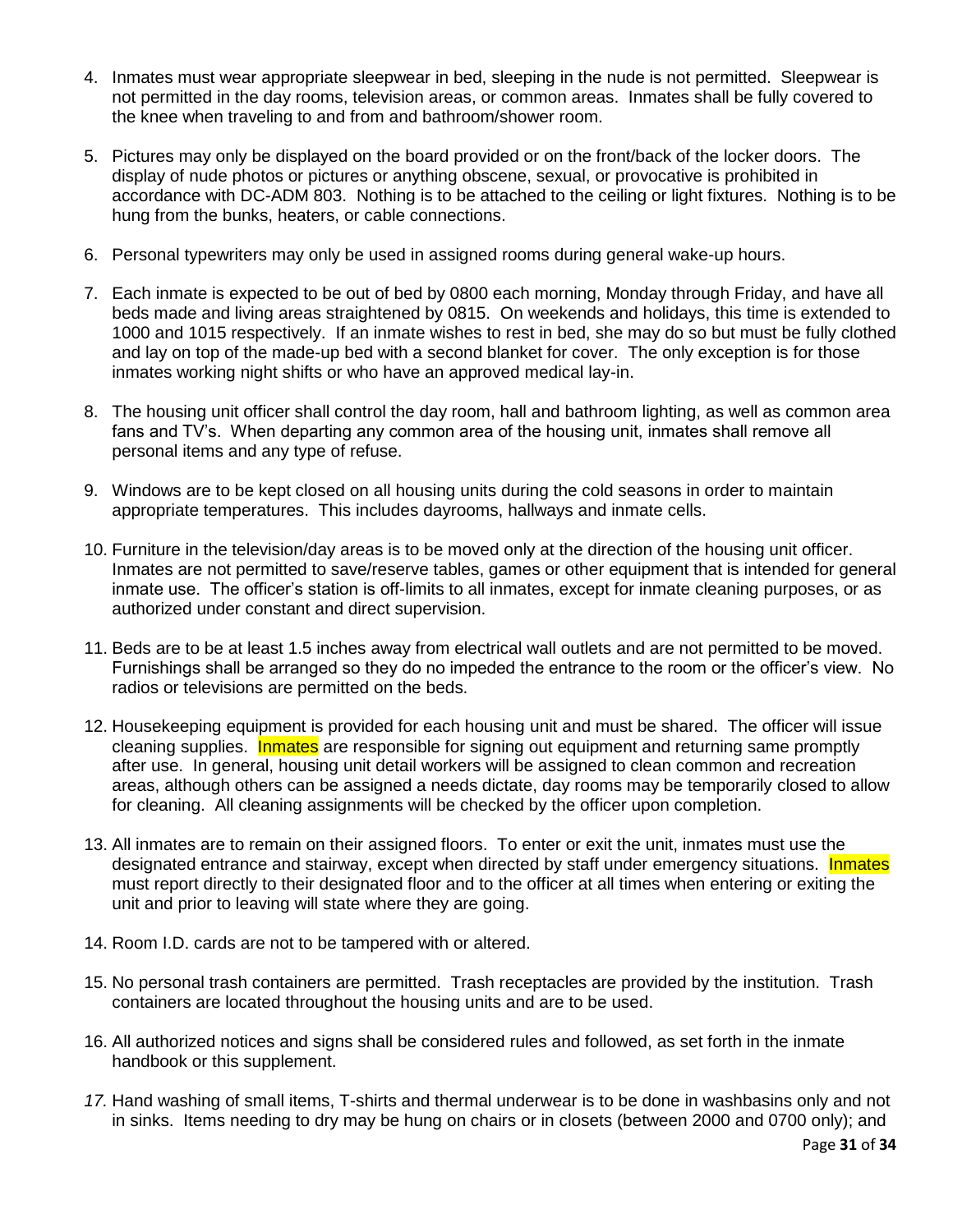4. Inmates must wear appropriate sleepwear in bed, sleeping in the nude is not permitted. Sleepwear is not permitted in the day rooms, television areas, or common areas. Inmates shall be fully covered to the knee when traveling to and from and bathroom/shower room.

5. Pictures may only be displayed on the board provided or on the front/back of the locker doors. The display of nude photos or pictures or anything obscene, sexual, or provocative is prohibited in accordance with DC-ADM 803. Nothing is to be attached to the ceiling or light fixtures. Nothing is to be hung from the bunks, heaters, or cable connections.

6. Personal typewriters may only be used in assigned rooms during general wake-up hours.

7. Each inmate is expected to be out of bed by 0800 each morning, Monday through Friday, and have all beds made and living areas straightened by 0815. On weekends and holidays, this time is extended to 1000 and 1015 respectively. If an inmate wishes to rest in bed, she may do so but must be fully clothed and lay on top of the made-up bed with a second blanket for cover. The only exception is for those inmates working night shifts or who have an approved medical lay-in.

8. The housing unit officer shall control the day room, hall and bathroom lighting, as well as common area fans and TV's. When departing any common area of the housing unit, inmates shall remove all personal items and any type of refuse.

9. Windows are to be kept closed on all housing units during the cold seasons in order to maintain appropriate temperatures. This includes dayrooms, hallways and inmate cells.

10. Furniture in the television/day areas is to be moved only at the direction of the housing unit officer. Inmates are not permitted to save/reserve tables, games or other equipment that is intended for general inmate use. The officer's station is off-limits to all inmates, except for inmate cleaning purposes, or as authorized under constant and direct supervision.

11. Beds are to be at least 1.5 inches away from electrical wall outlets and are not permitted to be moved. Furnishings shall be arranged so they do no impeded the entrance to the room or the officer's view. No radios or televisions are permitted on the beds.

12. Housekeeping equipment is provided for each housing unit and must be shared. The officer will issue cleaning supplies. Inmates are responsible for signing out equipment and returning same promptly after use. In general, housing unit detail workers will be assigned to clean common and recreation areas, although others can be assigned a needs dictate, day rooms may be temporarily closed to allow for cleaning. All cleaning assignments will be checked by the officer upon completion.

13. All inmates are to remain on their assigned floors. To enter or exit the unit, inmates must use the designated entrance and stairway, except when directed by staff under emergency situations. Inmates must report directly to their designated floor and to the officer at all times when entering or exiting the unit and prior to leaving will state where they are going.

14. Room I.D. cards are not to be tampered with or altered.

15. No personal trash containers are permitted. Trash receptacles are provided by the institution. Trash containers are located throughout the housing units and are to be used.

16. All authorized notices and signs shall be considered rules and followed, as set forth in the inmate handbook or this supplement.

17. Hand washing of small items, T-shirts and thermal underwear is to be done in washbasins only and not in sinks. Items needing to dry may be hung on chairs or in closets (between 2000 and 0700 only); and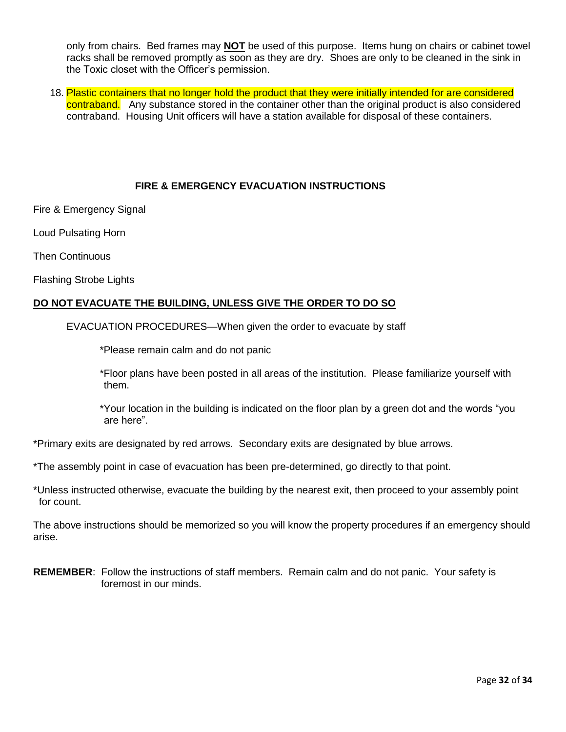only from chairs. Bed frames may **NOT** be used of this purpose. Items hung on chairs or cabinet towel racks shall be removed promptly as soon as they are dry. Shoes are only to be cleaned in the sink in the Toxic closet with the Officer's permission.

18. Plastic containers that no longer hold the product that they were initially intended for are considered contraband. Any substance stored in the container other than the original product is also considered contraband. Housing Unit officers will have a station available for disposal of these containers.

## FIRE & EMERGENCY EVACUATION INSTRUCTIONS

Fire & Emergency Signal

Loud Pulsating Horn

Then Continuous

Flashing Strobe Lights

**DO NOT EVACUATE THE BUILDING, UNLESS GIVE THE ORDER TO DO SO**

EVACUATION PROCEDURES—When given the order to evacuate by staff

*Please remain calm and do not panic

*Floor plans have been posted in all areas of the institution. Please familiarize yourself with them.

*Your location in the building is indicated on the floor plan by a green dot and the words "you are here".

*Primary exits are designated by red arrows. Secondary exits are designated by blue arrows.

*The assembly point in case of evacuation has been pre-determined, go directly to that point.

*Unless instructed otherwise, evacuate the building by the nearest exit, then proceed to your assembly point for count.

The above instructions should be memorized so you will know the property procedures if an emergency should arise.

**REMEMBER**: Follow the instructions of staff members. Remain calm and do not panic. Your safety is foremost in our minds.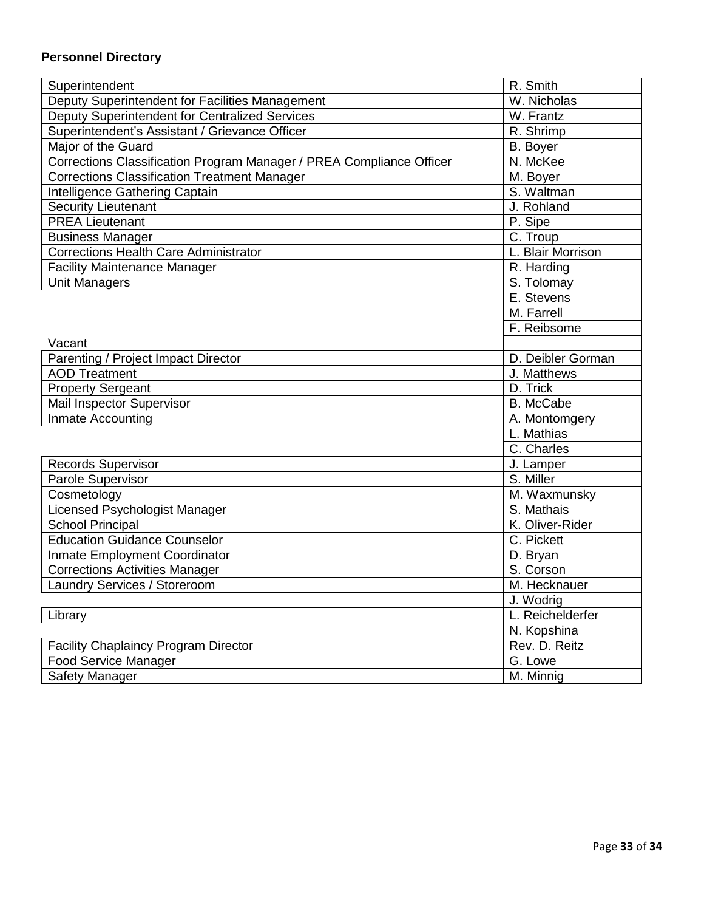**Personnel Directory**

| | |
|---|---|
| Superintendent | R. Smith |
| Deputy Superintendent for Facilities Management | W. Nicholas |
| Deputy Superintendent for Centralized Services | W. Frantz |
| Superintendent's Assistant / Grievance Officer | R. Shrimp |
| Major of the Guard | B. Boyer |
| Corrections Classification Program Manager / PREA Compliance Officer | N. McKee |
| Corrections Classification Treatment Manager | M. Boyer |
| Intelligence Gathering Captain | S. Waltman |
| Security Lieutenant | J. Rohland |
| PREA Lieutenant | P. Sipe |
| Business Manager | C. Troup |
| Corrections Health Care Administrator | L. Blair Morrison |
| Facility Maintenance Manager | R. Harding |
| Unit Managers | S. Tolomay |
| | E. Stevens |
| | M. Farrell |
| | F. Reibsome |
| | Vacant |
| Parenting / Project Impact Director | D. Deibler Gorman |
| AOD Treatment | J. Matthews |
| Property Sergeant | D. Trick |
| Mail Inspector Supervisor | B. McCabe |
| Inmate Accounting | A. Montomgery |
| | L. Mathias |
| | C. Charles |
| Records Supervisor | J. Lamper |
| Parole Supervisor | S. Miller |
| Cosmetology | M. Waxmunsky |
| Licensed Psychologist Manager | S. Mathais |
| School Principal | K. Oliver-Rider |
| Education Guidance Counselor | C. Pickett |
| Inmate Employment Coordinator | D. Bryan |
| Corrections Activities Manager | S. Corson |
| Laundry Services / Storeroom | M. Hecknauer |
| | J. Wodrig |
| Library | L. Reichelderfer |
| | N. Kopshina |
| Facility Chaplaincy Program Director | Rev. D. Reitz |
| Food Service Manager | G. Lowe |
| Safety Manager | M. Minnig |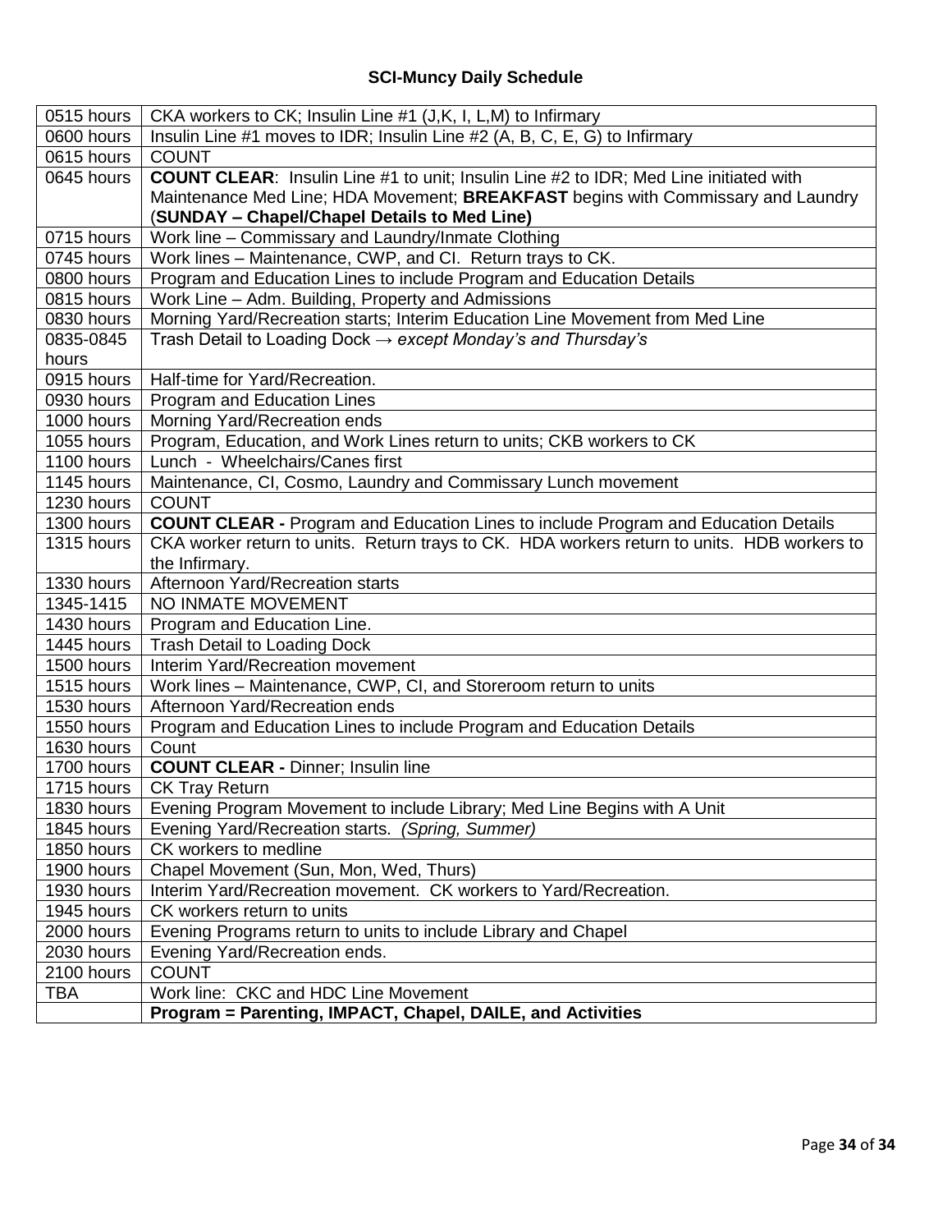**SCI-Muncy Daily Schedule**

| | |
|---|---|
| 0515 hours | CKA workers to CK; Insulin Line #1 (J,K, I, L,M) to Infirmary |
| 0600 hours | Insulin Line #1 moves to IDR; Insulin Line #2 (A, B, C, E, G) to Infirmary |
| 0615 hours | COUNT |
| 0645 hours | **COUNT CLEAR**: Insulin Line #1 to unit; Insulin Line #2 to IDR; Med Line initiated with Maintenance Med Line; HDA Movement; **BREAKFAST** begins with Commissary and Laundry (**SUNDAY – Chapel/Chapel Details to Med Line)** |
| 0715 hours | Work line – Commissary and Laundry/Inmate Clothing |
| 0745 hours | Work lines – Maintenance, CWP, and CI. Return trays to CK. |
| 0800 hours | Program and Education Lines to include Program and Education Details |
| 0815 hours | Work Line – Adm. Building, Property and Admissions |
| 0830 hours | Morning Yard/Recreation starts; Interim Education Line Movement from Med Line |
| 0835-0845 hours | Trash Detail to Loading Dock → *except Monday's and Thursday's* |
| 0915 hours | Half-time for Yard/Recreation. |
| 0930 hours | Program and Education Lines |
| 1000 hours | Morning Yard/Recreation ends |
| 1055 hours | Program, Education, and Work Lines return to units; CKB workers to CK |
| 1100 hours | Lunch - Wheelchairs/Canes first |
| 1145 hours | Maintenance, CI, Cosmo, Laundry and Commissary Lunch movement |
| 1230 hours | COUNT |
| 1300 hours | **COUNT CLEAR -** Program and Education Lines to include Program and Education Details |
| 1315 hours | CKA worker return to units. Return trays to CK. HDA workers return to units. HDB workers to the Infirmary. |
| 1330 hours | Afternoon Yard/Recreation starts |
| 1345-1415 | NO INMATE MOVEMENT |
| 1430 hours | Program and Education Line. |
| 1445 hours | Trash Detail to Loading Dock |
| 1500 hours | Interim Yard/Recreation movement |
| 1515 hours | Work lines – Maintenance, CWP, CI, and Storeroom return to units |
| 1530 hours | Afternoon Yard/Recreation ends |
| 1550 hours | Program and Education Lines to include Program and Education Details |
| 1630 hours | Count |
| 1700 hours | **COUNT CLEAR -** Dinner; Insulin line |
| 1715 hours | CK Tray Return |
| 1830 hours | Evening Program Movement to include Library; Med Line Begins with A Unit |
| 1845 hours | Evening Yard/Recreation starts. *(Spring, Summer)* |
| 1850 hours | CK workers to medline |
| 1900 hours | Chapel Movement (Sun, Mon, Wed, Thurs) |
| 1930 hours | Interim Yard/Recreation movement. CK workers to Yard/Recreation. |
| 1945 hours | CK workers return to units |
| 2000 hours | Evening Programs return to units to include Library and Chapel |
| 2030 hours | Evening Yard/Recreation ends. |
| 2100 hours | COUNT |
| TBA | Work line: CKC and HDC Line Movement |
| | **Program = Parenting, IMPACT, Chapel, DAILE, and Activities** |